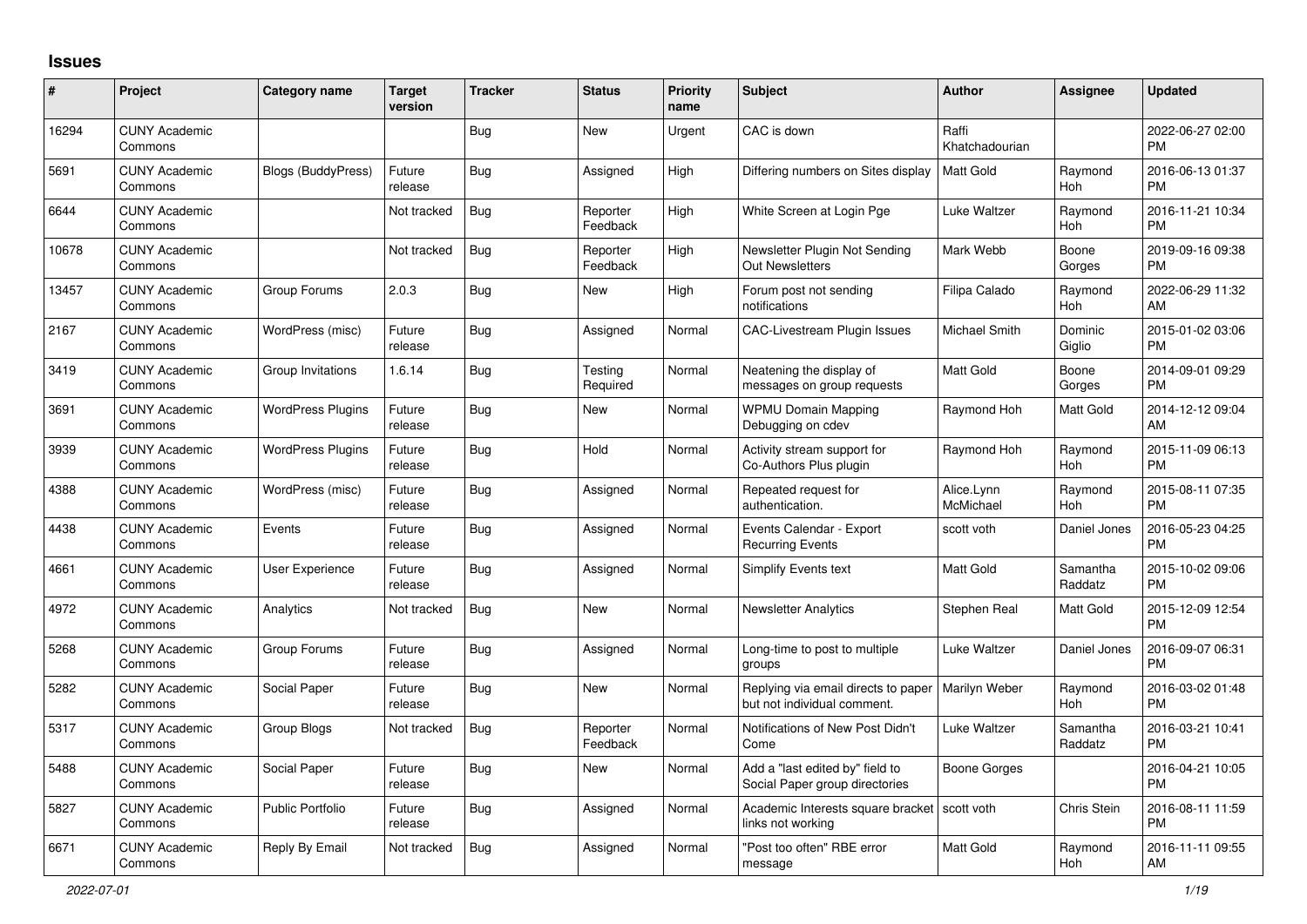# Issues

| # | Project | Category name | Target version | Tracker | Status | Priority name | Subject | Author | Assignee | Updated |
|---|---|---|---|---|---|---|---|---|---|---|
| 16294 | CUNY Academic Commons | | | Bug | New | Urgent | CAC is down | Raffi Khatchadourian | | 2022-06-27 02:00 PM |
| 5691 | CUNY Academic Commons | Blogs (BuddyPress) | Future release | Bug | Assigned | High | Differing numbers on Sites display | Matt Gold | Raymond Hoh | 2016-06-13 01:37 PM |
| 6644 | CUNY Academic Commons | | Not tracked | Bug | Reporter Feedback | High | White Screen at Login Pge | Luke Waltzer | Raymond Hoh | 2016-11-21 10:34 PM |
| 10678 | CUNY Academic Commons | | Not tracked | Bug | Reporter Feedback | High | Newsletter Plugin Not Sending Out Newsletters | Mark Webb | Boone Gorges | 2019-09-16 09:38 PM |
| 13457 | CUNY Academic Commons | Group Forums | 2.0.3 | Bug | New | High | Forum post not sending notifications | Filipa Calado | Raymond Hoh | 2022-06-29 11:32 AM |
| 2167 | CUNY Academic Commons | WordPress (misc) | Future release | Bug | Assigned | Normal | CAC-Livestream Plugin Issues | Michael Smith | Dominic Giglio | 2015-01-02 03:06 PM |
| 3419 | CUNY Academic Commons | Group Invitations | 1.6.14 | Bug | Testing Required | Normal | Neatening the display of messages on group requests | Matt Gold | Boone Gorges | 2014-09-01 09:29 PM |
| 3691 | CUNY Academic Commons | WordPress Plugins | Future release | Bug | New | Normal | WPMU Domain Mapping Debugging on cdev | Raymond Hoh | Matt Gold | 2014-12-12 09:04 AM |
| 3939 | CUNY Academic Commons | WordPress Plugins | Future release | Bug | Hold | Normal | Activity stream support for Co-Authors Plus plugin | Raymond Hoh | Raymond Hoh | 2015-11-09 06:13 PM |
| 4388 | CUNY Academic Commons | WordPress (misc) | Future release | Bug | Assigned | Normal | Repeated request for authentication. | Alice.Lynn McMichael | Raymond Hoh | 2015-08-11 07:35 PM |
| 4438 | CUNY Academic Commons | Events | Future release | Bug | Assigned | Normal | Events Calendar - Export Recurring Events | scott voth | Daniel Jones | 2016-05-23 04:25 PM |
| 4661 | CUNY Academic Commons | User Experience | Future release | Bug | Assigned | Normal | Simplify Events text | Matt Gold | Samantha Raddatz | 2015-10-02 09:06 PM |
| 4972 | CUNY Academic Commons | Analytics | Not tracked | Bug | New | Normal | Newsletter Analytics | Stephen Real | Matt Gold | 2015-12-09 12:54 PM |
| 5268 | CUNY Academic Commons | Group Forums | Future release | Bug | Assigned | Normal | Long-time to post to multiple groups | Luke Waltzer | Daniel Jones | 2016-09-07 06:31 PM |
| 5282 | CUNY Academic Commons | Social Paper | Future release | Bug | New | Normal | Replying via email directs to paper but not individual comment. | Marilyn Weber | Raymond Hoh | 2016-03-02 01:48 PM |
| 5317 | CUNY Academic Commons | Group Blogs | Not tracked | Bug | Reporter Feedback | Normal | Notifications of New Post Didn't Come | Luke Waltzer | Samantha Raddatz | 2016-03-21 10:41 PM |
| 5488 | CUNY Academic Commons | Social Paper | Future release | Bug | New | Normal | Add a "last edited by" field to Social Paper group directories | Boone Gorges | | 2016-04-21 10:05 PM |
| 5827 | CUNY Academic Commons | Public Portfolio | Future release | Bug | Assigned | Normal | Academic Interests square bracket links not working | scott voth | Chris Stein | 2016-08-11 11:59 PM |
| 6671 | CUNY Academic Commons | Reply By Email | Not tracked | Bug | Assigned | Normal | "Post too often" RBE error message | Matt Gold | Raymond Hoh | 2016-11-11 09:55 AM |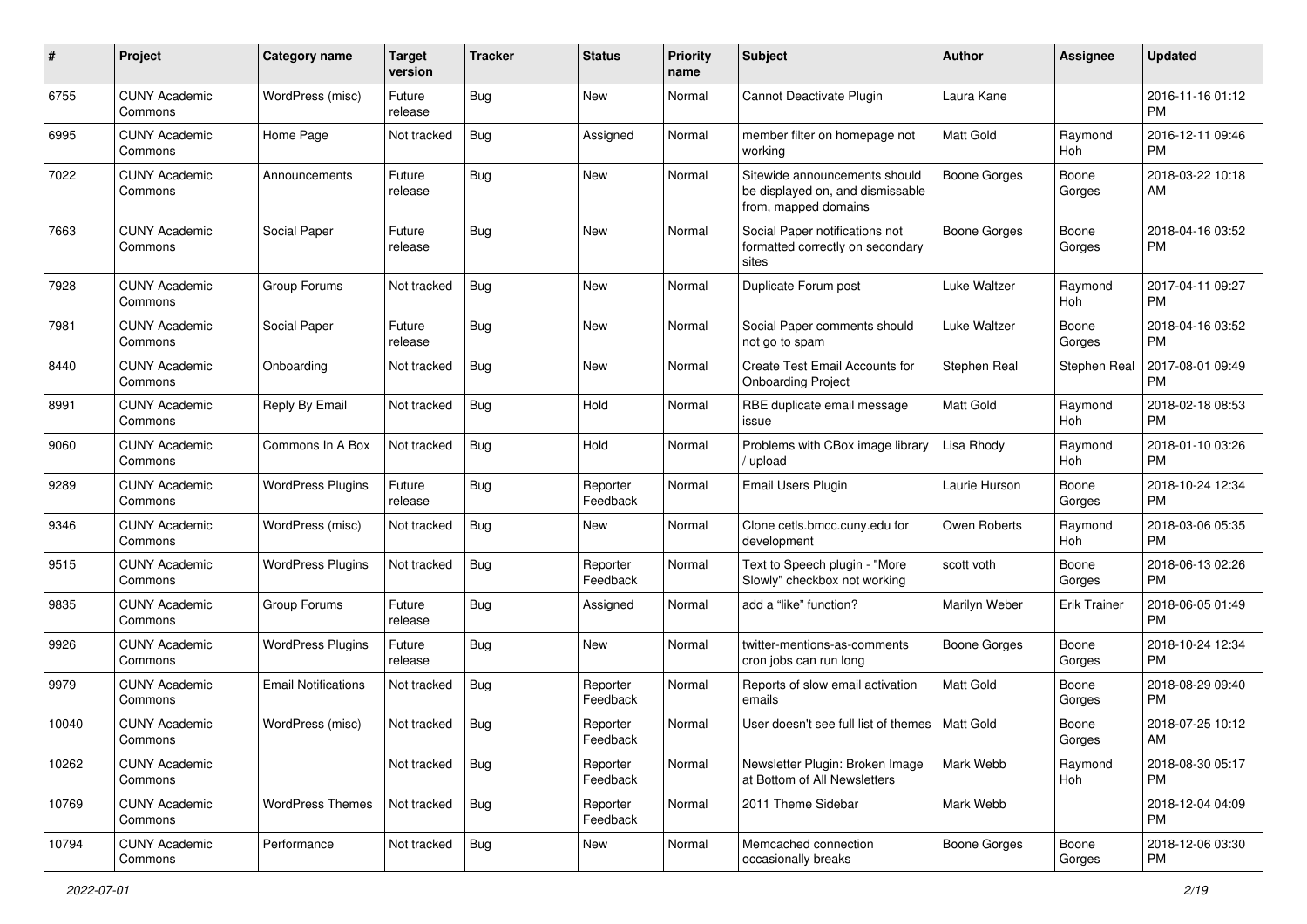| # | Project | Category name | Target version | Tracker | Status | Priority name | Subject | Author | Assignee | Updated |
|---|---|---|---|---|---|---|---|---|---|---|
| 6755 | CUNY Academic Commons | WordPress (misc) | Future release | Bug | New | Normal | Cannot Deactivate Plugin | Laura Kane | | 2016-11-16 01:12 PM |
| 6995 | CUNY Academic Commons | Home Page | Not tracked | Bug | Assigned | Normal | member filter on homepage not working | Matt Gold | Raymond Hoh | 2016-12-11 09:46 PM |
| 7022 | CUNY Academic Commons | Announcements | Future release | Bug | New | Normal | Sitewide announcements should be displayed on, and dismissable from, mapped domains | Boone Gorges | Boone Gorges | 2018-03-22 10:18 AM |
| 7663 | CUNY Academic Commons | Social Paper | Future release | Bug | New | Normal | Social Paper notifications not formatted correctly on secondary sites | Boone Gorges | Boone Gorges | 2018-04-16 03:52 PM |
| 7928 | CUNY Academic Commons | Group Forums | Not tracked | Bug | New | Normal | Duplicate Forum post | Luke Waltzer | Raymond Hoh | 2017-04-11 09:27 PM |
| 7981 | CUNY Academic Commons | Social Paper | Future release | Bug | New | Normal | Social Paper comments should not go to spam | Luke Waltzer | Boone Gorges | 2018-04-16 03:52 PM |
| 8440 | CUNY Academic Commons | Onboarding | Not tracked | Bug | New | Normal | Create Test Email Accounts for Onboarding Project | Stephen Real | Stephen Real | 2017-08-01 09:49 PM |
| 8991 | CUNY Academic Commons | Reply By Email | Not tracked | Bug | Hold | Normal | RBE duplicate email message issue | Matt Gold | Raymond Hoh | 2018-02-18 08:53 PM |
| 9060 | CUNY Academic Commons | Commons In A Box | Not tracked | Bug | Hold | Normal | Problems with CBox image library / upload | Lisa Rhody | Raymond Hoh | 2018-01-10 03:26 PM |
| 9289 | CUNY Academic Commons | WordPress Plugins | Future release | Bug | Reporter Feedback | Normal | Email Users Plugin | Laurie Hurson | Boone Gorges | 2018-10-24 12:34 PM |
| 9346 | CUNY Academic Commons | WordPress (misc) | Not tracked | Bug | New | Normal | Clone cetls.bmcc.cuny.edu for development | Owen Roberts | Raymond Hoh | 2018-03-06 05:35 PM |
| 9515 | CUNY Academic Commons | WordPress Plugins | Not tracked | Bug | Reporter Feedback | Normal | Text to Speech plugin - "More Slowly" checkbox not working | scott voth | Boone Gorges | 2018-06-13 02:26 PM |
| 9835 | CUNY Academic Commons | Group Forums | Future release | Bug | Assigned | Normal | add a "like" function? | Marilyn Weber | Erik Trainer | 2018-06-05 01:49 PM |
| 9926 | CUNY Academic Commons | WordPress Plugins | Future release | Bug | New | Normal | twitter-mentions-as-comments cron jobs can run long | Boone Gorges | Boone Gorges | 2018-10-24 12:34 PM |
| 9979 | CUNY Academic Commons | Email Notifications | Not tracked | Bug | Reporter Feedback | Normal | Reports of slow email activation emails | Matt Gold | Boone Gorges | 2018-08-29 09:40 PM |
| 10040 | CUNY Academic Commons | WordPress (misc) | Not tracked | Bug | Reporter Feedback | Normal | User doesn't see full list of themes | Matt Gold | Boone Gorges | 2018-07-25 10:12 AM |
| 10262 | CUNY Academic Commons | | Not tracked | Bug | Reporter Feedback | Normal | Newsletter Plugin: Broken Image at Bottom of All Newsletters | Mark Webb | Raymond Hoh | 2018-08-30 05:17 PM |
| 10769 | CUNY Academic Commons | WordPress Themes | Not tracked | Bug | Reporter Feedback | Normal | 2011 Theme Sidebar | Mark Webb | | 2018-12-04 04:09 PM |
| 10794 | CUNY Academic Commons | Performance | Not tracked | Bug | New | Normal | Memcached connection occasionally breaks | Boone Gorges | Boone Gorges | 2018-12-06 03:30 PM |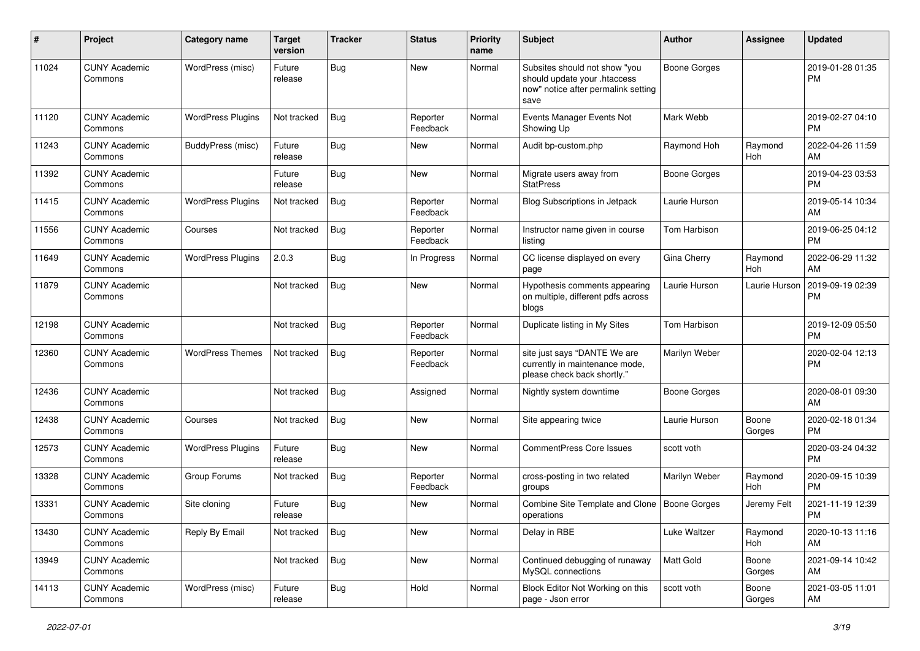| # | Project | Category name | Target version | Tracker | Status | Priority name | Subject | Author | Assignee | Updated |
|---|---|---|---|---|---|---|---|---|---|---|
| 11024 | CUNY Academic Commons | WordPress (misc) | Future release | Bug | New | Normal | Subsites should not show "you should update your .htaccess now" notice after permalink setting save | Boone Gorges | | 2019-01-28 01:35 PM |
| 11120 | CUNY Academic Commons | WordPress Plugins | Not tracked | Bug | Reporter Feedback | Normal | Events Manager Events Not Showing Up | Mark Webb | | 2019-02-27 04:10 PM |
| 11243 | CUNY Academic Commons | BuddyPress (misc) | Future release | Bug | New | Normal | Audit bp-custom.php | Raymond Hoh | Raymond Hoh | 2022-04-26 11:59 AM |
| 11392 | CUNY Academic Commons | | Future release | Bug | New | Normal | Migrate users away from StatPress | Boone Gorges | | 2019-04-23 03:53 PM |
| 11415 | CUNY Academic Commons | WordPress Plugins | Not tracked | Bug | Reporter Feedback | Normal | Blog Subscriptions in Jetpack | Laurie Hurson | | 2019-05-14 10:34 AM |
| 11556 | CUNY Academic Commons | Courses | Not tracked | Bug | Reporter Feedback | Normal | Instructor name given in course listing | Tom Harbison | | 2019-06-25 04:12 PM |
| 11649 | CUNY Academic Commons | WordPress Plugins | 2.0.3 | Bug | In Progress | Normal | CC license displayed on every page | Gina Cherry | Raymond Hoh | 2022-06-29 11:32 AM |
| 11879 | CUNY Academic Commons | | Not tracked | Bug | New | Normal | Hypothesis comments appearing on multiple, different pdfs across blogs | Laurie Hurson | Laurie Hurson | 2019-09-19 02:39 PM |
| 12198 | CUNY Academic Commons | | Not tracked | Bug | Reporter Feedback | Normal | Duplicate listing in My Sites | Tom Harbison | | 2019-12-09 05:50 PM |
| 12360 | CUNY Academic Commons | WordPress Themes | Not tracked | Bug | Reporter Feedback | Normal | site just says "DANTE We are currently in maintenance mode, please check back shortly." | Marilyn Weber | | 2020-02-04 12:13 PM |
| 12436 | CUNY Academic Commons | | Not tracked | Bug | Assigned | Normal | Nightly system downtime | Boone Gorges | | 2020-08-01 09:30 AM |
| 12438 | CUNY Academic Commons | Courses | Not tracked | Bug | New | Normal | Site appearing twice | Laurie Hurson | Boone Gorges | 2020-02-18 01:34 PM |
| 12573 | CUNY Academic Commons | WordPress Plugins | Future release | Bug | New | Normal | CommentPress Core Issues | scott voth | | 2020-03-24 04:32 PM |
| 13328 | CUNY Academic Commons | Group Forums | Not tracked | Bug | Reporter Feedback | Normal | cross-posting in two related groups | Marilyn Weber | Raymond Hoh | 2020-09-15 10:39 PM |
| 13331 | CUNY Academic Commons | Site cloning | Future release | Bug | New | Normal | Combine Site Template and Clone operations | Boone Gorges | Jeremy Felt | 2021-11-19 12:39 PM |
| 13430 | CUNY Academic Commons | Reply By Email | Not tracked | Bug | New | Normal | Delay in RBE | Luke Waltzer | Raymond Hoh | 2020-10-13 11:16 AM |
| 13949 | CUNY Academic Commons | | Not tracked | Bug | New | Normal | Continued debugging of runaway MySQL connections | Matt Gold | Boone Gorges | 2021-09-14 10:42 AM |
| 14113 | CUNY Academic Commons | WordPress (misc) | Future release | Bug | Hold | Normal | Block Editor Not Working on this page - Json error | scott voth | Boone Gorges | 2021-03-05 11:01 AM |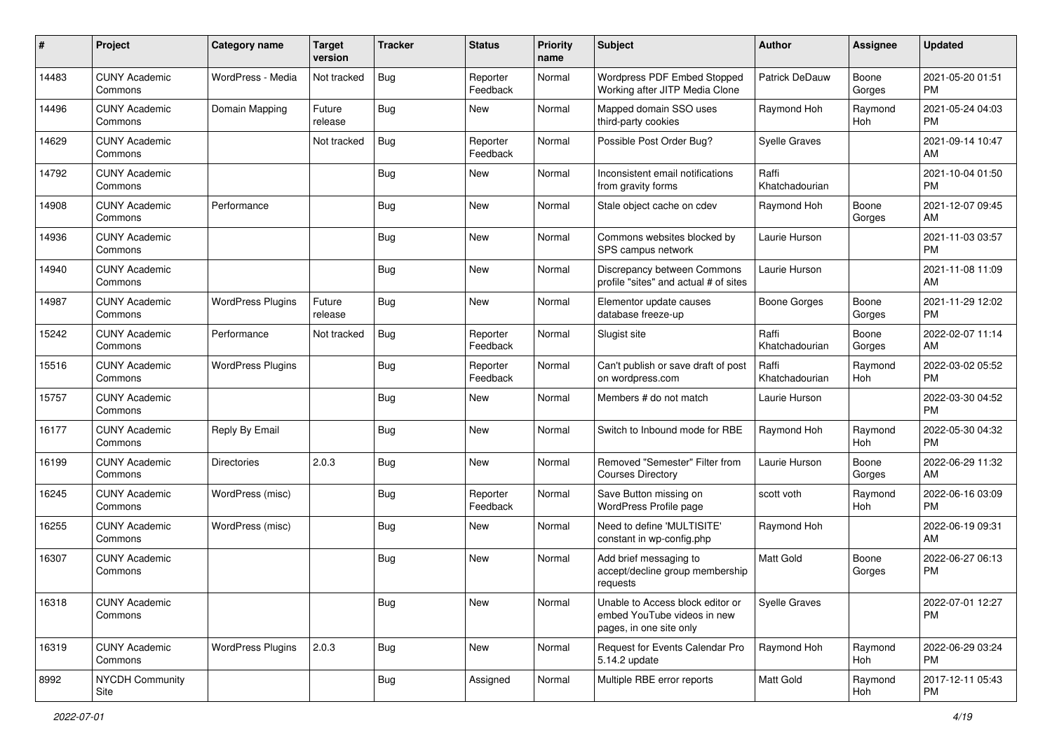| # | Project | Category name | Target version | Tracker | Status | Priority name | Subject | Author | Assignee | Updated |
|---|---|---|---|---|---|---|---|---|---|---|
| 14483 | CUNY Academic Commons | WordPress - Media | Not tracked | Bug | Reporter Feedback | Normal | Wordpress PDF Embed Stopped Working after JITP Media Clone | Patrick DeDauw | Boone Gorges | 2021-05-20 01:51 PM |
| 14496 | CUNY Academic Commons | Domain Mapping | Future release | Bug | New | Normal | Mapped domain SSO uses third-party cookies | Raymond Hoh | Raymond Hoh | 2021-05-24 04:03 PM |
| 14629 | CUNY Academic Commons | | Not tracked | Bug | Reporter Feedback | Normal | Possible Post Order Bug? | Syelle Graves | | 2021-09-14 10:47 AM |
| 14792 | CUNY Academic Commons | | | Bug | New | Normal | Inconsistent email notifications from gravity forms | Raffi Khatchadourian | | 2021-10-04 01:50 PM |
| 14908 | CUNY Academic Commons | Performance | | Bug | New | Normal | Stale object cache on cdev | Raymond Hoh | Boone Gorges | 2021-12-07 09:45 AM |
| 14936 | CUNY Academic Commons | | | Bug | New | Normal | Commons websites blocked by SPS campus network | Laurie Hurson | | 2021-11-03 03:57 PM |
| 14940 | CUNY Academic Commons | | | Bug | New | Normal | Discrepancy between Commons profile "sites" and actual # of sites | Laurie Hurson | | 2021-11-08 11:09 AM |
| 14987 | CUNY Academic Commons | WordPress Plugins | Future release | Bug | New | Normal | Elementor update causes database freeze-up | Boone Gorges | Boone Gorges | 2021-11-29 12:02 PM |
| 15242 | CUNY Academic Commons | Performance | Not tracked | Bug | Reporter Feedback | Normal | Slugist site | Raffi Khatchadourian | Boone Gorges | 2022-02-07 11:14 AM |
| 15516 | CUNY Academic Commons | WordPress Plugins | | Bug | Reporter Feedback | Normal | Can't publish or save draft of post on wordpress.com | Raffi Khatchadourian | Raymond Hoh | 2022-03-02 05:52 PM |
| 15757 | CUNY Academic Commons | | | Bug | New | Normal | Members # do not match | Laurie Hurson | | 2022-03-30 04:52 PM |
| 16177 | CUNY Academic Commons | Reply By Email | | Bug | New | Normal | Switch to Inbound mode for RBE | Raymond Hoh | Raymond Hoh | 2022-05-30 04:32 PM |
| 16199 | CUNY Academic Commons | Directories | 2.0.3 | Bug | New | Normal | Removed "Semester" Filter from Courses Directory | Laurie Hurson | Boone Gorges | 2022-06-29 11:32 AM |
| 16245 | CUNY Academic Commons | WordPress (misc) | | Bug | Reporter Feedback | Normal | Save Button missing on WordPress Profile page | scott voth | Raymond Hoh | 2022-06-16 03:09 PM |
| 16255 | CUNY Academic Commons | WordPress (misc) | | Bug | New | Normal | Need to define 'MULTISITE' constant in wp-config.php | Raymond Hoh | | 2022-06-19 09:31 AM |
| 16307 | CUNY Academic Commons | | | Bug | New | Normal | Add brief messaging to accept/decline group membership requests | Matt Gold | Boone Gorges | 2022-06-27 06:13 PM |
| 16318 | CUNY Academic Commons | | | Bug | New | Normal | Unable to Access block editor or embed YouTube videos in new pages, in one site only | Syelle Graves | | 2022-07-01 12:27 PM |
| 16319 | CUNY Academic Commons | WordPress Plugins | 2.0.3 | Bug | New | Normal | Request for Events Calendar Pro 5.14.2 update | Raymond Hoh | Raymond Hoh | 2022-06-29 03:24 PM |
| 8992 | NYCDH Community Site | | | Bug | Assigned | Normal | Multiple RBE error reports | Matt Gold | Raymond Hoh | 2017-12-11 05:43 PM |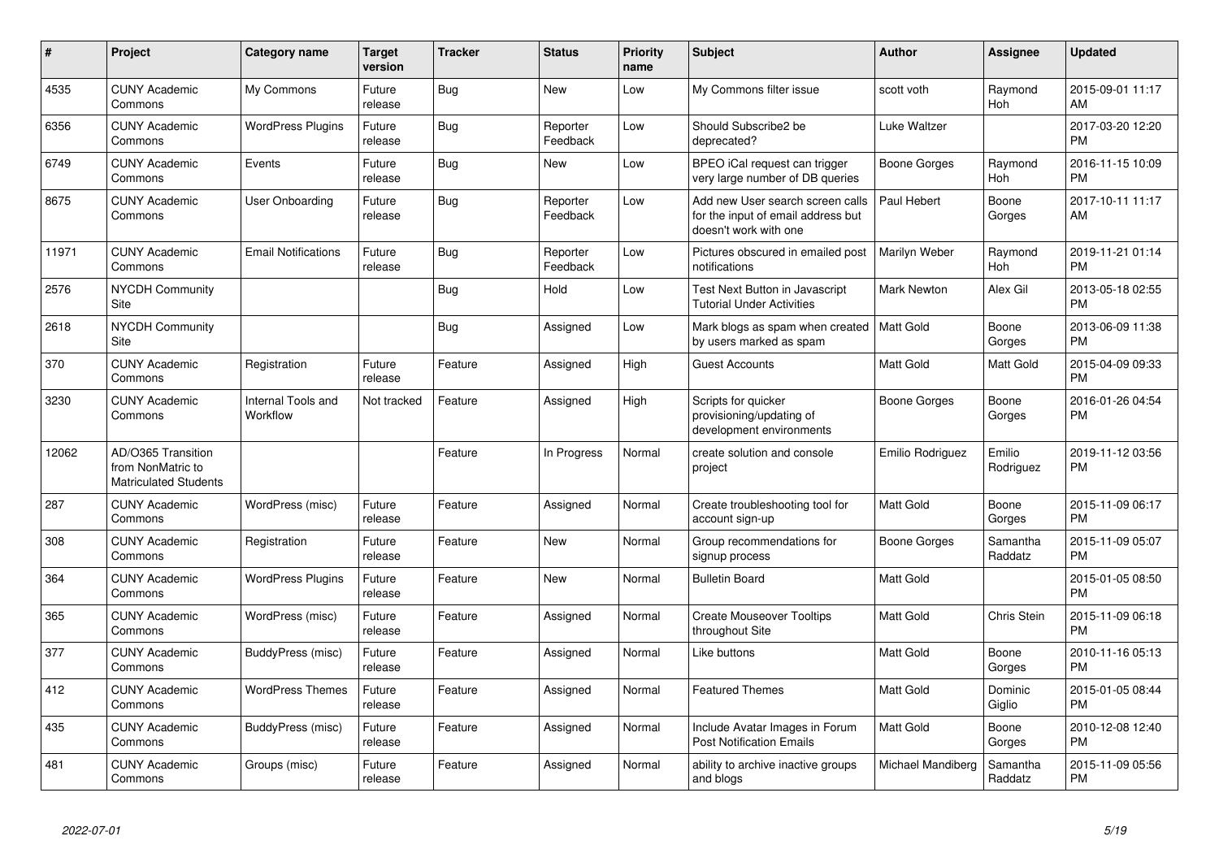| # | Project | Category name | Target version | Tracker | Status | Priority name | Subject | Author | Assignee | Updated |
|---|---|---|---|---|---|---|---|---|---|---|
| 4535 | CUNY Academic Commons | My Commons | Future release | Bug | New | Low | My Commons filter issue | scott voth | Raymond Hoh | 2015-09-01 11:17 AM |
| 6356 | CUNY Academic Commons | WordPress Plugins | Future release | Bug | Reporter Feedback | Low | Should Subscribe2 be deprecated? | Luke Waltzer | | 2017-03-20 12:20 PM |
| 6749 | CUNY Academic Commons | Events | Future release | Bug | New | Low | BPEO iCal request can trigger very large number of DB queries | Boone Gorges | Raymond Hoh | 2016-11-15 10:09 PM |
| 8675 | CUNY Academic Commons | User Onboarding | Future release | Bug | Reporter Feedback | Low | Add new User search screen calls for the input of email address but doesn't work with one | Paul Hebert | Boone Gorges | 2017-10-11 11:17 AM |
| 11971 | CUNY Academic Commons | Email Notifications | Future release | Bug | Reporter Feedback | Low | Pictures obscured in emailed post notifications | Marilyn Weber | Raymond Hoh | 2019-11-21 01:14 PM |
| 2576 | NYCDH Community Site | | | Bug | Hold | Low | Test Next Button in Javascript Tutorial Under Activities | Mark Newton | Alex Gil | 2013-05-18 02:55 PM |
| 2618 | NYCDH Community Site | | | Bug | Assigned | Low | Mark blogs as spam when created by users marked as spam | Matt Gold | Boone Gorges | 2013-06-09 11:38 PM |
| 370 | CUNY Academic Commons | Registration | Future release | Feature | Assigned | High | Guest Accounts | Matt Gold | Matt Gold | 2015-04-09 09:33 PM |
| 3230 | CUNY Academic Commons | Internal Tools and Workflow | Not tracked | Feature | Assigned | High | Scripts for quicker provisioning/updating of development environments | Boone Gorges | Boone Gorges | 2016-01-26 04:54 PM |
| 12062 | AD/O365 Transition from NonMatric to Matriculated Students | | | Feature | In Progress | Normal | create solution and console project | Emilio Rodriguez | Emilio Rodriguez | 2019-11-12 03:56 PM |
| 287 | CUNY Academic Commons | WordPress (misc) | Future release | Feature | Assigned | Normal | Create troubleshooting tool for account sign-up | Matt Gold | Boone Gorges | 2015-11-09 06:17 PM |
| 308 | CUNY Academic Commons | Registration | Future release | Feature | New | Normal | Group recommendations for signup process | Boone Gorges | Samantha Raddatz | 2015-11-09 05:07 PM |
| 364 | CUNY Academic Commons | WordPress Plugins | Future release | Feature | New | Normal | Bulletin Board | Matt Gold | | 2015-01-05 08:50 PM |
| 365 | CUNY Academic Commons | WordPress (misc) | Future release | Feature | Assigned | Normal | Create Mouseover Tooltips throughout Site | Matt Gold | Chris Stein | 2015-11-09 06:18 PM |
| 377 | CUNY Academic Commons | BuddyPress (misc) | Future release | Feature | Assigned | Normal | Like buttons | Matt Gold | Boone Gorges | 2010-11-16 05:13 PM |
| 412 | CUNY Academic Commons | WordPress Themes | Future release | Feature | Assigned | Normal | Featured Themes | Matt Gold | Dominic Giglio | 2015-01-05 08:44 PM |
| 435 | CUNY Academic Commons | BuddyPress (misc) | Future release | Feature | Assigned | Normal | Include Avatar Images in Forum Post Notification Emails | Matt Gold | Boone Gorges | 2010-12-08 12:40 PM |
| 481 | CUNY Academic Commons | Groups (misc) | Future release | Feature | Assigned | Normal | ability to archive inactive groups and blogs | Michael Mandiberg | Samantha Raddatz | 2015-11-09 05:56 PM |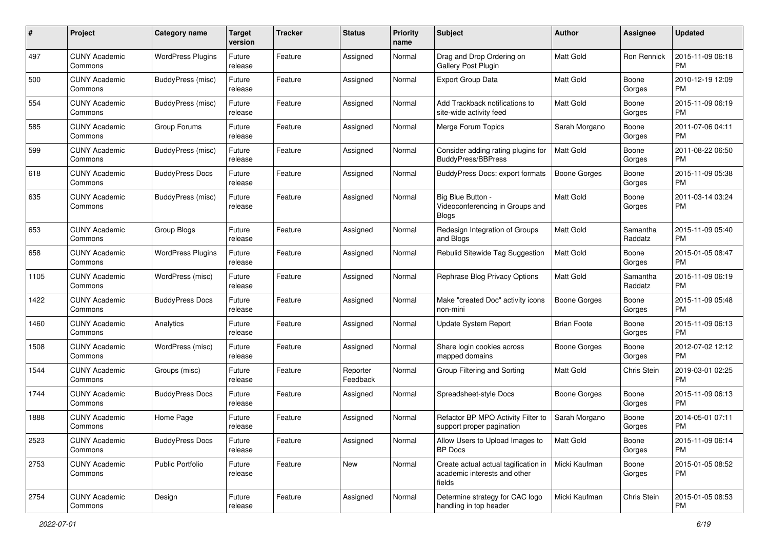| # | Project | Category name | Target version | Tracker | Status | Priority name | Subject | Author | Assignee | Updated |
|---|---|---|---|---|---|---|---|---|---|---|
| 497 | CUNY Academic Commons | WordPress Plugins | Future release | Feature | Assigned | Normal | Drag and Drop Ordering on Gallery Post Plugin | Matt Gold | Ron Rennick | 2015-11-09 06:18 PM |
| 500 | CUNY Academic Commons | BuddyPress (misc) | Future release | Feature | Assigned | Normal | Export Group Data | Matt Gold | Boone Gorges | 2010-12-19 12:09 PM |
| 554 | CUNY Academic Commons | BuddyPress (misc) | Future release | Feature | Assigned | Normal | Add Trackback notifications to site-wide activity feed | Matt Gold | Boone Gorges | 2015-11-09 06:19 PM |
| 585 | CUNY Academic Commons | Group Forums | Future release | Feature | Assigned | Normal | Merge Forum Topics | Sarah Morgano | Boone Gorges | 2011-07-06 04:11 PM |
| 599 | CUNY Academic Commons | BuddyPress (misc) | Future release | Feature | Assigned | Normal | Consider adding rating plugins for BuddyPress/BBPress | Matt Gold | Boone Gorges | 2011-08-22 06:50 PM |
| 618 | CUNY Academic Commons | BuddyPress Docs | Future release | Feature | Assigned | Normal | BuddyPress Docs: export formats | Boone Gorges | Boone Gorges | 2015-11-09 05:38 PM |
| 635 | CUNY Academic Commons | BuddyPress (misc) | Future release | Feature | Assigned | Normal | Big Blue Button - Videoconferencing in Groups and Blogs | Matt Gold | Boone Gorges | 2011-03-14 03:24 PM |
| 653 | CUNY Academic Commons | Group Blogs | Future release | Feature | Assigned | Normal | Redesign Integration of Groups and Blogs | Matt Gold | Samantha Raddatz | 2015-11-09 05:40 PM |
| 658 | CUNY Academic Commons | WordPress Plugins | Future release | Feature | Assigned | Normal | Rebulid Sitewide Tag Suggestion | Matt Gold | Boone Gorges | 2015-01-05 08:47 PM |
| 1105 | CUNY Academic Commons | WordPress (misc) | Future release | Feature | Assigned | Normal | Rephrase Blog Privacy Options | Matt Gold | Samantha Raddatz | 2015-11-09 06:19 PM |
| 1422 | CUNY Academic Commons | BuddyPress Docs | Future release | Feature | Assigned | Normal | Make "created Doc" activity icons non-mini | Boone Gorges | Boone Gorges | 2015-11-09 05:48 PM |
| 1460 | CUNY Academic Commons | Analytics | Future release | Feature | Assigned | Normal | Update System Report | Brian Foote | Boone Gorges | 2015-11-09 06:13 PM |
| 1508 | CUNY Academic Commons | WordPress (misc) | Future release | Feature | Assigned | Normal | Share login cookies across mapped domains | Boone Gorges | Boone Gorges | 2012-07-02 12:12 PM |
| 1544 | CUNY Academic Commons | Groups (misc) | Future release | Feature | Reporter Feedback | Normal | Group Filtering and Sorting | Matt Gold | Chris Stein | 2019-03-01 02:25 PM |
| 1744 | CUNY Academic Commons | BuddyPress Docs | Future release | Feature | Assigned | Normal | Spreadsheet-style Docs | Boone Gorges | Boone Gorges | 2015-11-09 06:13 PM |
| 1888 | CUNY Academic Commons | Home Page | Future release | Feature | Assigned | Normal | Refactor BP MPO Activity Filter to support proper pagination | Sarah Morgano | Boone Gorges | 2014-05-01 07:11 PM |
| 2523 | CUNY Academic Commons | BuddyPress Docs | Future release | Feature | Assigned | Normal | Allow Users to Upload Images to BP Docs | Matt Gold | Boone Gorges | 2015-11-09 06:14 PM |
| 2753 | CUNY Academic Commons | Public Portfolio | Future release | Feature | New | Normal | Create actual actual tagification in academic interests and other fields | Micki Kaufman | Boone Gorges | 2015-01-05 08:52 PM |
| 2754 | CUNY Academic Commons | Design | Future release | Feature | Assigned | Normal | Determine strategy for CAC logo handling in top header | Micki Kaufman | Chris Stein | 2015-01-05 08:53 PM |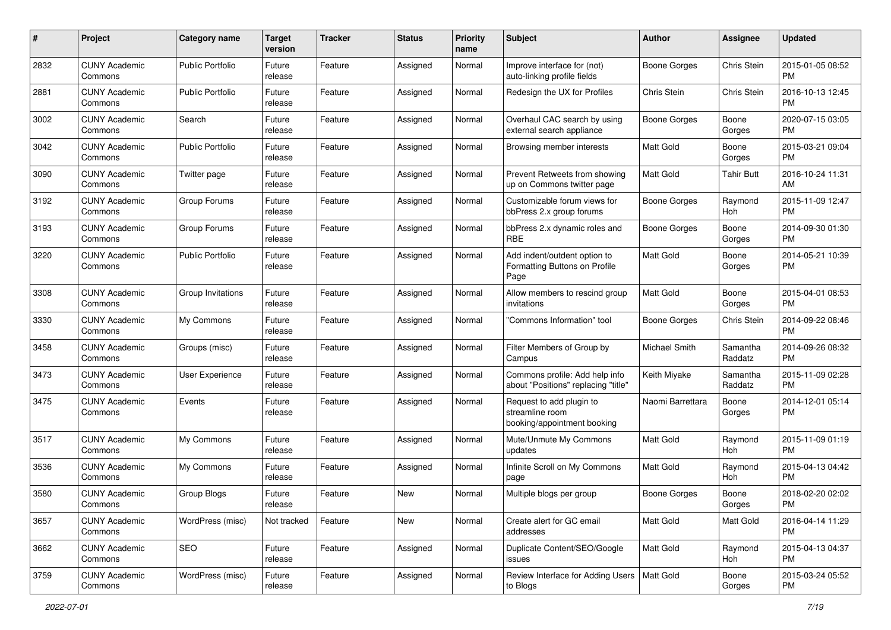| # | Project | Category name | Target version | Tracker | Status | Priority name | Subject | Author | Assignee | Updated |
|---|---|---|---|---|---|---|---|---|---|---|
| 2832 | CUNY Academic Commons | Public Portfolio | Future release | Feature | Assigned | Normal | Improve interface for (not) auto-linking profile fields | Boone Gorges | Chris Stein | 2015-01-05 08:52 PM |
| 2881 | CUNY Academic Commons | Public Portfolio | Future release | Feature | Assigned | Normal | Redesign the UX for Profiles | Chris Stein | Chris Stein | 2016-10-13 12:45 PM |
| 3002 | CUNY Academic Commons | Search | Future release | Feature | Assigned | Normal | Overhaul CAC search by using external search appliance | Boone Gorges | Boone Gorges | 2020-07-15 03:05 PM |
| 3042 | CUNY Academic Commons | Public Portfolio | Future release | Feature | Assigned | Normal | Browsing member interests | Matt Gold | Boone Gorges | 2015-03-21 09:04 PM |
| 3090 | CUNY Academic Commons | Twitter page | Future release | Feature | Assigned | Normal | Prevent Retweets from showing up on Commons twitter page | Matt Gold | Tahir Butt | 2016-10-24 11:31 AM |
| 3192 | CUNY Academic Commons | Group Forums | Future release | Feature | Assigned | Normal | Customizable forum views for bbPress 2.x group forums | Boone Gorges | Raymond Hoh | 2015-11-09 12:47 PM |
| 3193 | CUNY Academic Commons | Group Forums | Future release | Feature | Assigned | Normal | bbPress 2.x dynamic roles and RBE | Boone Gorges | Boone Gorges | 2014-09-30 01:30 PM |
| 3220 | CUNY Academic Commons | Public Portfolio | Future release | Feature | Assigned | Normal | Add indent/outdent option to Formatting Buttons on Profile Page | Matt Gold | Boone Gorges | 2014-05-21 10:39 PM |
| 3308 | CUNY Academic Commons | Group Invitations | Future release | Feature | Assigned | Normal | Allow members to rescind group invitations | Matt Gold | Boone Gorges | 2015-04-01 08:53 PM |
| 3330 | CUNY Academic Commons | My Commons | Future release | Feature | Assigned | Normal | "Commons Information" tool | Boone Gorges | Chris Stein | 2014-09-22 08:46 PM |
| 3458 | CUNY Academic Commons | Groups (misc) | Future release | Feature | Assigned | Normal | Filter Members of Group by Campus | Michael Smith | Samantha Raddatz | 2014-09-26 08:32 PM |
| 3473 | CUNY Academic Commons | User Experience | Future release | Feature | Assigned | Normal | Commons profile: Add help info about "Positions" replacing "title" | Keith Miyake | Samantha Raddatz | 2015-11-09 02:28 PM |
| 3475 | CUNY Academic Commons | Events | Future release | Feature | Assigned | Normal | Request to add plugin to streamline room booking/appointment booking | Naomi Barrettara | Boone Gorges | 2014-12-01 05:14 PM |
| 3517 | CUNY Academic Commons | My Commons | Future release | Feature | Assigned | Normal | Mute/Unmute My Commons updates | Matt Gold | Raymond Hoh | 2015-11-09 01:19 PM |
| 3536 | CUNY Academic Commons | My Commons | Future release | Feature | Assigned | Normal | Infinite Scroll on My Commons page | Matt Gold | Raymond Hoh | 2015-04-13 04:42 PM |
| 3580 | CUNY Academic Commons | Group Blogs | Future release | Feature | New | Normal | Multiple blogs per group | Boone Gorges | Boone Gorges | 2018-02-20 02:02 PM |
| 3657 | CUNY Academic Commons | WordPress (misc) | Not tracked | Feature | New | Normal | Create alert for GC email addresses | Matt Gold | Matt Gold | 2016-04-14 11:29 PM |
| 3662 | CUNY Academic Commons | SEO | Future release | Feature | Assigned | Normal | Duplicate Content/SEO/Google issues | Matt Gold | Raymond Hoh | 2015-04-13 04:37 PM |
| 3759 | CUNY Academic Commons | WordPress (misc) | Future release | Feature | Assigned | Normal | Review Interface for Adding Users to Blogs | Matt Gold | Boone Gorges | 2015-03-24 05:52 PM |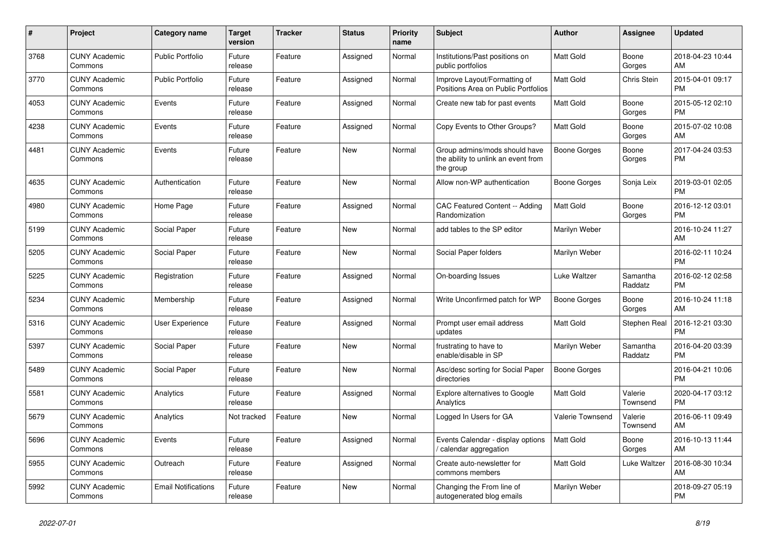| # | Project | Category name | Target version | Tracker | Status | Priority name | Subject | Author | Assignee | Updated |
|---|---|---|---|---|---|---|---|---|---|---|
| 3768 | CUNY Academic Commons | Public Portfolio | Future release | Feature | Assigned | Normal | Institutions/Past positions on public portfolios | Matt Gold | Boone Gorges | 2018-04-23 10:44 AM |
| 3770 | CUNY Academic Commons | Public Portfolio | Future release | Feature | Assigned | Normal | Improve Layout/Formatting of Positions Area on Public Portfolios | Matt Gold | Chris Stein | 2015-04-01 09:17 PM |
| 4053 | CUNY Academic Commons | Events | Future release | Feature | Assigned | Normal | Create new tab for past events | Matt Gold | Boone Gorges | 2015-05-12 02:10 PM |
| 4238 | CUNY Academic Commons | Events | Future release | Feature | Assigned | Normal | Copy Events to Other Groups? | Matt Gold | Boone Gorges | 2015-07-02 10:08 AM |
| 4481 | CUNY Academic Commons | Events | Future release | Feature | New | Normal | Group admins/mods should have the ability to unlink an event from the group | Boone Gorges | Boone Gorges | 2017-04-24 03:53 PM |
| 4635 | CUNY Academic Commons | Authentication | Future release | Feature | New | Normal | Allow non-WP authentication | Boone Gorges | Sonja Leix | 2019-03-01 02:05 PM |
| 4980 | CUNY Academic Commons | Home Page | Future release | Feature | Assigned | Normal | CAC Featured Content -- Adding Randomization | Matt Gold | Boone Gorges | 2016-12-12 03:01 PM |
| 5199 | CUNY Academic Commons | Social Paper | Future release | Feature | New | Normal | add tables to the SP editor | Marilyn Weber | | 2016-10-24 11:27 AM |
| 5205 | CUNY Academic Commons | Social Paper | Future release | Feature | New | Normal | Social Paper folders | Marilyn Weber | | 2016-02-11 10:24 PM |
| 5225 | CUNY Academic Commons | Registration | Future release | Feature | Assigned | Normal | On-boarding Issues | Luke Waltzer | Samantha Raddatz | 2016-02-12 02:58 PM |
| 5234 | CUNY Academic Commons | Membership | Future release | Feature | Assigned | Normal | Write Unconfirmed patch for WP | Boone Gorges | Boone Gorges | 2016-10-24 11:18 AM |
| 5316 | CUNY Academic Commons | User Experience | Future release | Feature | Assigned | Normal | Prompt user email address updates | Matt Gold | Stephen Real | 2016-12-21 03:30 PM |
| 5397 | CUNY Academic Commons | Social Paper | Future release | Feature | New | Normal | frustrating to have to enable/disable in SP | Marilyn Weber | Samantha Raddatz | 2016-04-20 03:39 PM |
| 5489 | CUNY Academic Commons | Social Paper | Future release | Feature | New | Normal | Asc/desc sorting for Social Paper directories | Boone Gorges | | 2016-04-21 10:06 PM |
| 5581 | CUNY Academic Commons | Analytics | Future release | Feature | Assigned | Normal | Explore alternatives to Google Analytics | Matt Gold | Valerie Townsend | 2020-04-17 03:12 PM |
| 5679 | CUNY Academic Commons | Analytics | Not tracked | Feature | New | Normal | Logged In Users for GA | Valerie Townsend | Valerie Townsend | 2016-06-11 09:49 AM |
| 5696 | CUNY Academic Commons | Events | Future release | Feature | Assigned | Normal | Events Calendar - display options / calendar aggregation | Matt Gold | Boone Gorges | 2016-10-13 11:44 AM |
| 5955 | CUNY Academic Commons | Outreach | Future release | Feature | Assigned | Normal | Create auto-newsletter for commons members | Matt Gold | Luke Waltzer | 2016-08-30 10:34 AM |
| 5992 | CUNY Academic Commons | Email Notifications | Future release | Feature | New | Normal | Changing the From line of autogenerated blog emails | Marilyn Weber | | 2018-09-27 05:19 PM |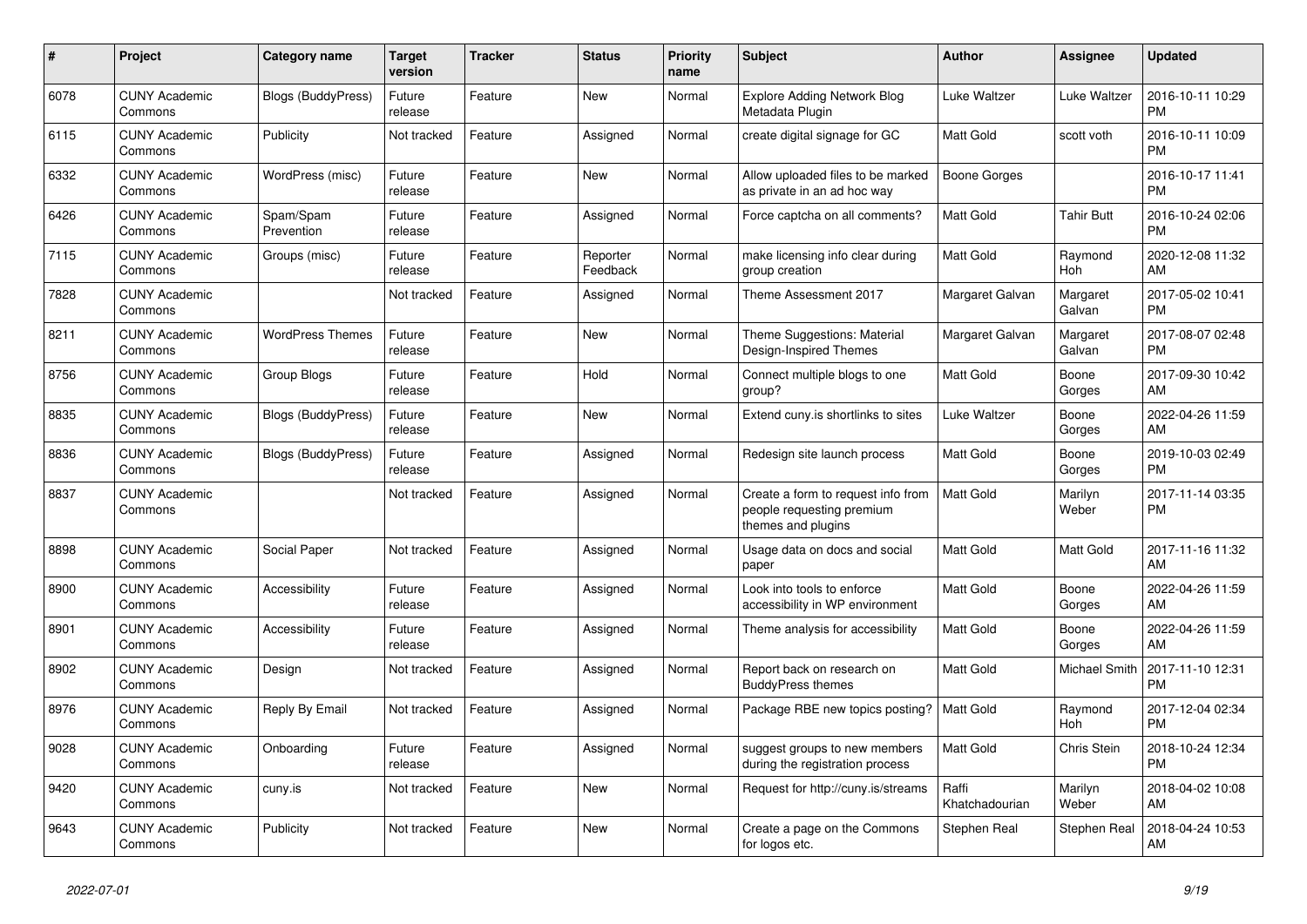| # | Project | Category name | Target version | Tracker | Status | Priority name | Subject | Author | Assignee | Updated |
|---|---|---|---|---|---|---|---|---|---|---|
| 6078 | CUNY Academic Commons | Blogs (BuddyPress) | Future release | Feature | New | Normal | Explore Adding Network Blog Metadata Plugin | Luke Waltzer | Luke Waltzer | 2016-10-11 10:29 PM |
| 6115 | CUNY Academic Commons | Publicity | Not tracked | Feature | Assigned | Normal | create digital signage for GC | Matt Gold | scott voth | 2016-10-11 10:09 PM |
| 6332 | CUNY Academic Commons | WordPress (misc) | Future release | Feature | New | Normal | Allow uploaded files to be marked as private in an ad hoc way | Boone Gorges | | 2016-10-17 11:41 PM |
| 6426 | CUNY Academic Commons | Spam/Spam Prevention | Future release | Feature | Assigned | Normal | Force captcha on all comments? | Matt Gold | Tahir Butt | 2016-10-24 02:06 PM |
| 7115 | CUNY Academic Commons | Groups (misc) | Future release | Feature | Reporter Feedback | Normal | make licensing info clear during group creation | Matt Gold | Raymond Hoh | 2020-12-08 11:32 AM |
| 7828 | CUNY Academic Commons | | Not tracked | Feature | Assigned | Normal | Theme Assessment 2017 | Margaret Galvan | Margaret Galvan | 2017-05-02 10:41 PM |
| 8211 | CUNY Academic Commons | WordPress Themes | Future release | Feature | New | Normal | Theme Suggestions: Material Design-Inspired Themes | Margaret Galvan | Margaret Galvan | 2017-08-07 02:48 PM |
| 8756 | CUNY Academic Commons | Group Blogs | Future release | Feature | Hold | Normal | Connect multiple blogs to one group? | Matt Gold | Boone Gorges | 2017-09-30 10:42 AM |
| 8835 | CUNY Academic Commons | Blogs (BuddyPress) | Future release | Feature | New | Normal | Extend cuny.is shortlinks to sites | Luke Waltzer | Boone Gorges | 2022-04-26 11:59 AM |
| 8836 | CUNY Academic Commons | Blogs (BuddyPress) | Future release | Feature | Assigned | Normal | Redesign site launch process | Matt Gold | Boone Gorges | 2019-10-03 02:49 PM |
| 8837 | CUNY Academic Commons | | Not tracked | Feature | Assigned | Normal | Create a form to request info from people requesting premium themes and plugins | Matt Gold | Marilyn Weber | 2017-11-14 03:35 PM |
| 8898 | CUNY Academic Commons | Social Paper | Not tracked | Feature | Assigned | Normal | Usage data on docs and social paper | Matt Gold | Matt Gold | 2017-11-16 11:32 AM |
| 8900 | CUNY Academic Commons | Accessibility | Future release | Feature | Assigned | Normal | Look into tools to enforce accessibility in WP environment | Matt Gold | Boone Gorges | 2022-04-26 11:59 AM |
| 8901 | CUNY Academic Commons | Accessibility | Future release | Feature | Assigned | Normal | Theme analysis for accessibility | Matt Gold | Boone Gorges | 2022-04-26 11:59 AM |
| 8902 | CUNY Academic Commons | Design | Not tracked | Feature | Assigned | Normal | Report back on research on BuddyPress themes | Matt Gold | Michael Smith | 2017-11-10 12:31 PM |
| 8976 | CUNY Academic Commons | Reply By Email | Not tracked | Feature | Assigned | Normal | Package RBE new topics posting? | Matt Gold | Raymond Hoh | 2017-12-04 02:34 PM |
| 9028 | CUNY Academic Commons | Onboarding | Future release | Feature | Assigned | Normal | suggest groups to new members during the registration process | Matt Gold | Chris Stein | 2018-10-24 12:34 PM |
| 9420 | CUNY Academic Commons | cuny.is | Not tracked | Feature | New | Normal | Request for http://cuny.is/streams | Raffi Khatchadourian | Marilyn Weber | 2018-04-02 10:08 AM |
| 9643 | CUNY Academic Commons | Publicity | Not tracked | Feature | New | Normal | Create a page on the Commons for logos etc. | Stephen Real | Stephen Real | 2018-04-24 10:53 AM |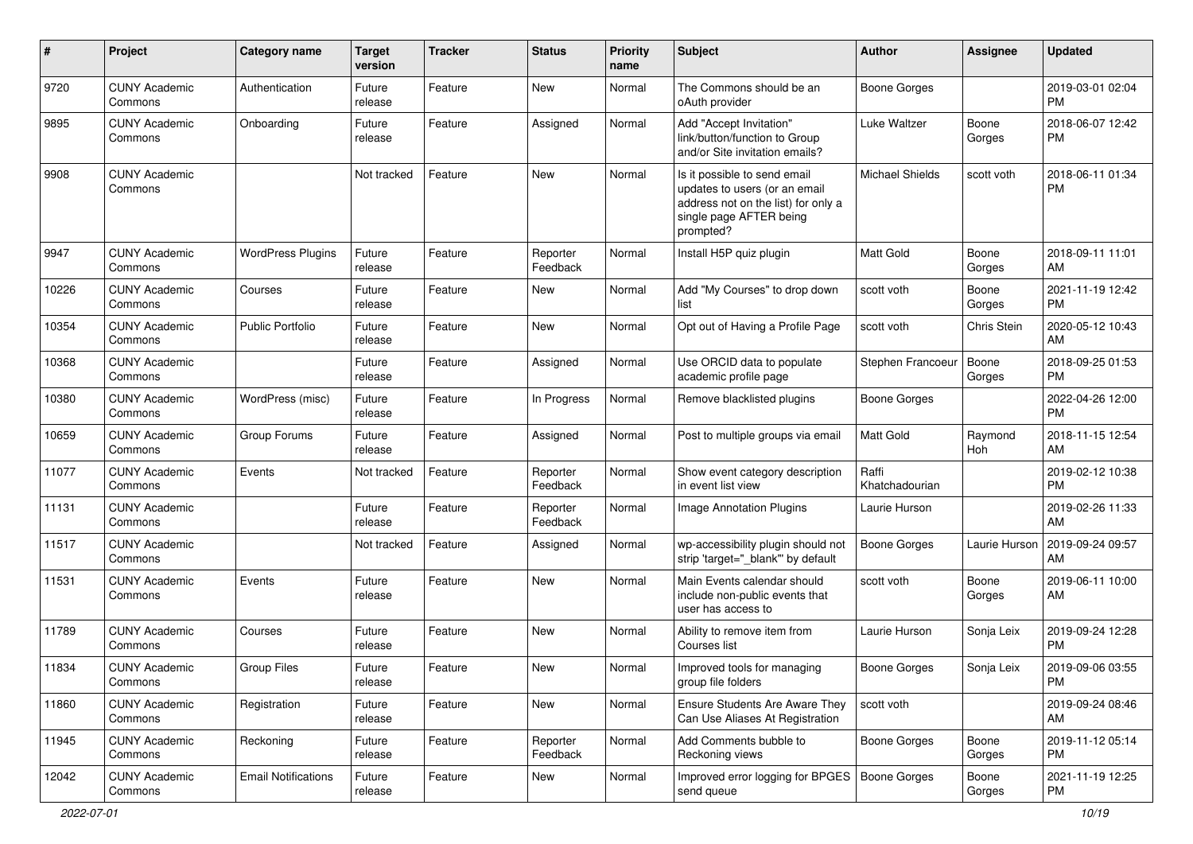| # | Project | Category name | Target version | Tracker | Status | Priority name | Subject | Author | Assignee | Updated |
|---|---|---|---|---|---|---|---|---|---|---|
| 9720 | CUNY Academic Commons | Authentication | Future release | Feature | New | Normal | The Commons should be an oAuth provider | Boone Gorges | | 2019-03-01 02:04 PM |
| 9895 | CUNY Academic Commons | Onboarding | Future release | Feature | Assigned | Normal | Add "Accept Invitation" link/button/function to Group and/or Site invitation emails? | Luke Waltzer | Boone Gorges | 2018-06-07 12:42 PM |
| 9908 | CUNY Academic Commons | | Not tracked | Feature | New | Normal | Is it possible to send email updates to users (or an email address not on the list) for only a single page AFTER being prompted? | Michael Shields | scott voth | 2018-06-11 01:34 PM |
| 9947 | CUNY Academic Commons | WordPress Plugins | Future release | Feature | Reporter Feedback | Normal | Install H5P quiz plugin | Matt Gold | Boone Gorges | 2018-09-11 11:01 AM |
| 10226 | CUNY Academic Commons | Courses | Future release | Feature | New | Normal | Add "My Courses" to drop down list | scott voth | Boone Gorges | 2021-11-19 12:42 PM |
| 10354 | CUNY Academic Commons | Public Portfolio | Future release | Feature | New | Normal | Opt out of Having a Profile Page | scott voth | Chris Stein | 2020-05-12 10:43 AM |
| 10368 | CUNY Academic Commons | | Future release | Feature | Assigned | Normal | Use ORCID data to populate academic profile page | Stephen Francoeur | Boone Gorges | 2018-09-25 01:53 PM |
| 10380 | CUNY Academic Commons | WordPress (misc) | Future release | Feature | In Progress | Normal | Remove blacklisted plugins | Boone Gorges | | 2022-04-26 12:00 PM |
| 10659 | CUNY Academic Commons | Group Forums | Future release | Feature | Assigned | Normal | Post to multiple groups via email | Matt Gold | Raymond Hoh | 2018-11-15 12:54 AM |
| 11077 | CUNY Academic Commons | Events | Not tracked | Feature | Reporter Feedback | Normal | Show event category description in event list view | Raffi Khatchadourian | | 2019-02-12 10:38 PM |
| 11131 | CUNY Academic Commons | | Future release | Feature | Reporter Feedback | Normal | Image Annotation Plugins | Laurie Hurson | | 2019-02-26 11:33 AM |
| 11517 | CUNY Academic Commons | | Not tracked | Feature | Assigned | Normal | wp-accessibility plugin should not strip 'target="_blank"' by default | Boone Gorges | Laurie Hurson | 2019-09-24 09:57 AM |
| 11531 | CUNY Academic Commons | Events | Future release | Feature | New | Normal | Main Events calendar should include non-public events that user has access to | scott voth | Boone Gorges | 2019-06-11 10:00 AM |
| 11789 | CUNY Academic Commons | Courses | Future release | Feature | New | Normal | Ability to remove item from Courses list | Laurie Hurson | Sonja Leix | 2019-09-24 12:28 PM |
| 11834 | CUNY Academic Commons | Group Files | Future release | Feature | New | Normal | Improved tools for managing group file folders | Boone Gorges | Sonja Leix | 2019-09-06 03:55 PM |
| 11860 | CUNY Academic Commons | Registration | Future release | Feature | New | Normal | Ensure Students Are Aware They Can Use Aliases At Registration | scott voth | | 2019-09-24 08:46 AM |
| 11945 | CUNY Academic Commons | Reckoning | Future release | Feature | Reporter Feedback | Normal | Add Comments bubble to Reckoning views | Boone Gorges | Boone Gorges | 2019-11-12 05:14 PM |
| 12042 | CUNY Academic Commons | Email Notifications | Future release | Feature | New | Normal | Improved error logging for BPGES send queue | Boone Gorges | Boone Gorges | 2021-11-19 12:25 PM |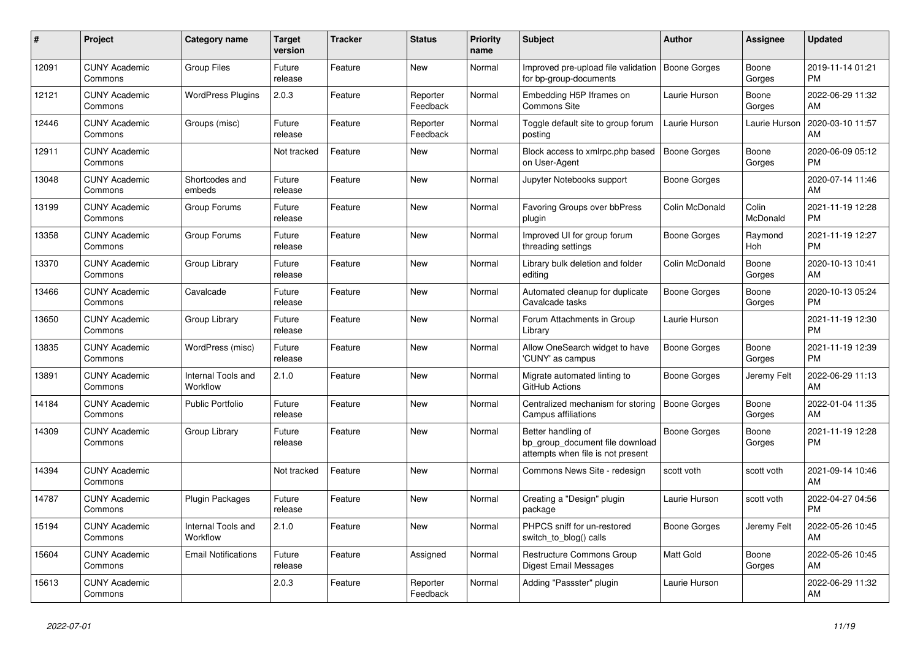| # | Project | Category name | Target version | Tracker | Status | Priority name | Subject | Author | Assignee | Updated |
|---|---|---|---|---|---|---|---|---|---|---|
| 12091 | CUNY Academic Commons | Group Files | Future release | Feature | New | Normal | Improved pre-upload file validation for bp-group-documents | Boone Gorges | Boone Gorges | 2019-11-14 01:21 PM |
| 12121 | CUNY Academic Commons | WordPress Plugins | 2.0.3 | Feature | Reporter Feedback | Normal | Embedding H5P Iframes on Commons Site | Laurie Hurson | Boone Gorges | 2022-06-29 11:32 AM |
| 12446 | CUNY Academic Commons | Groups (misc) | Future release | Feature | Reporter Feedback | Normal | Toggle default site to group forum posting | Laurie Hurson | Laurie Hurson | 2020-03-10 11:57 AM |
| 12911 | CUNY Academic Commons | | Not tracked | Feature | New | Normal | Block access to xmlrpc.php based on User-Agent | Boone Gorges | Boone Gorges | 2020-06-09 05:12 PM |
| 13048 | CUNY Academic Commons | Shortcodes and embeds | Future release | Feature | New | Normal | Jupyter Notebooks support | Boone Gorges | | 2020-07-14 11:46 AM |
| 13199 | CUNY Academic Commons | Group Forums | Future release | Feature | New | Normal | Favoring Groups over bbPress plugin | Colin McDonald | Colin McDonald | 2021-11-19 12:28 PM |
| 13358 | CUNY Academic Commons | Group Forums | Future release | Feature | New | Normal | Improved UI for group forum threading settings | Boone Gorges | Raymond Hoh | 2021-11-19 12:27 PM |
| 13370 | CUNY Academic Commons | Group Library | Future release | Feature | New | Normal | Library bulk deletion and folder editing | Colin McDonald | Boone Gorges | 2020-10-13 10:41 AM |
| 13466 | CUNY Academic Commons | Cavalcade | Future release | Feature | New | Normal | Automated cleanup for duplicate Cavalcade tasks | Boone Gorges | Boone Gorges | 2020-10-13 05:24 PM |
| 13650 | CUNY Academic Commons | Group Library | Future release | Feature | New | Normal | Forum Attachments in Group Library | Laurie Hurson | | 2021-11-19 12:30 PM |
| 13835 | CUNY Academic Commons | WordPress (misc) | Future release | Feature | New | Normal | Allow OneSearch widget to have 'CUNY' as campus | Boone Gorges | Boone Gorges | 2021-11-19 12:39 PM |
| 13891 | CUNY Academic Commons | Internal Tools and Workflow | 2.1.0 | Feature | New | Normal | Migrate automated linting to GitHub Actions | Boone Gorges | Jeremy Felt | 2022-06-29 11:13 AM |
| 14184 | CUNY Academic Commons | Public Portfolio | Future release | Feature | New | Normal | Centralized mechanism for storing Campus affiliations | Boone Gorges | Boone Gorges | 2022-01-04 11:35 AM |
| 14309 | CUNY Academic Commons | Group Library | Future release | Feature | New | Normal | Better handling of bp_group_document file download attempts when file is not present | Boone Gorges | Boone Gorges | 2021-11-19 12:28 PM |
| 14394 | CUNY Academic Commons | | Not tracked | Feature | New | Normal | Commons News Site - redesign | scott voth | scott voth | 2021-09-14 10:46 AM |
| 14787 | CUNY Academic Commons | Plugin Packages | Future release | Feature | New | Normal | Creating a "Design" plugin package | Laurie Hurson | scott voth | 2022-04-27 04:56 PM |
| 15194 | CUNY Academic Commons | Internal Tools and Workflow | 2.1.0 | Feature | New | Normal | PHPCS sniff for un-restored switch_to_blog() calls | Boone Gorges | Jeremy Felt | 2022-05-26 10:45 AM |
| 15604 | CUNY Academic Commons | Email Notifications | Future release | Feature | Assigned | Normal | Restructure Commons Group Digest Email Messages | Matt Gold | Boone Gorges | 2022-05-26 10:45 AM |
| 15613 | CUNY Academic Commons | | 2.0.3 | Feature | Reporter Feedback | Normal | Adding "Passster" plugin | Laurie Hurson | | 2022-06-29 11:32 AM |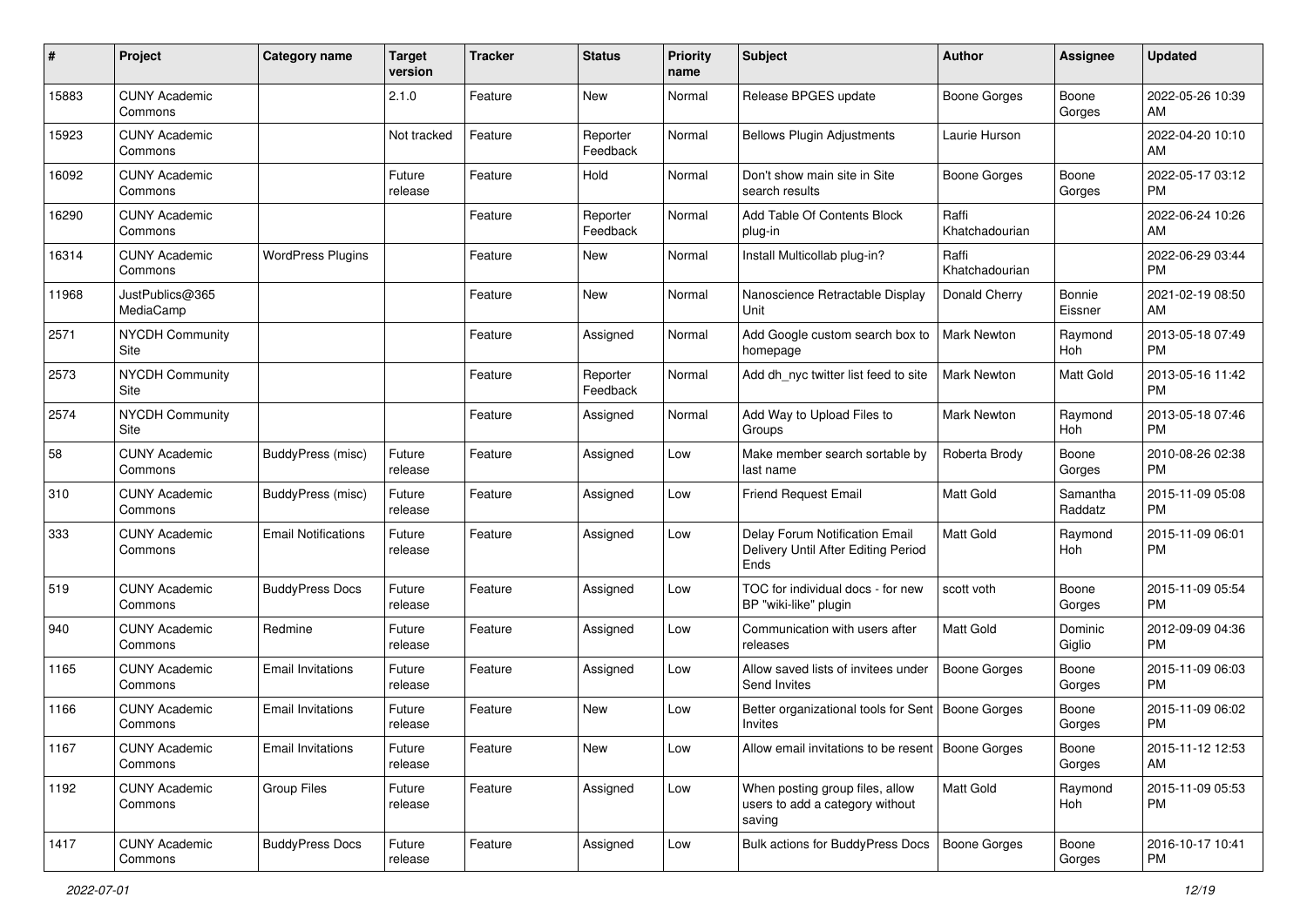| # | Project | Category name | Target version | Tracker | Status | Priority name | Subject | Author | Assignee | Updated |
|---|---|---|---|---|---|---|---|---|---|---|
| 15883 | CUNY Academic Commons | | 2.1.0 | Feature | New | Normal | Release BPGES update | Boone Gorges | Boone Gorges | 2022-05-26 10:39 AM |
| 15923 | CUNY Academic Commons | | Not tracked | Feature | Reporter Feedback | Normal | Bellows Plugin Adjustments | Laurie Hurson | | 2022-04-20 10:10 AM |
| 16092 | CUNY Academic Commons | | Future release | Feature | Hold | Normal | Don't show main site in Site search results | Boone Gorges | Boone Gorges | 2022-05-17 03:12 PM |
| 16290 | CUNY Academic Commons | | | Feature | Reporter Feedback | Normal | Add Table Of Contents Block plug-in | Raffi Khatchadourian | | 2022-06-24 10:26 AM |
| 16314 | CUNY Academic Commons | WordPress Plugins | | Feature | New | Normal | Install Multicollab plug-in? | Raffi Khatchadourian | | 2022-06-29 03:44 PM |
| 11968 | JustPublics@365 MediaCamp | | | Feature | New | Normal | Nanoscience Retractable Display Unit | Donald Cherry | Bonnie Eissner | 2021-02-19 08:50 AM |
| 2571 | NYCDH Community Site | | | Feature | Assigned | Normal | Add Google custom search box to homepage | Mark Newton | Raymond Hoh | 2013-05-18 07:49 PM |
| 2573 | NYCDH Community Site | | | Feature | Reporter Feedback | Normal | Add dh_nyc twitter list feed to site | Mark Newton | Matt Gold | 2013-05-16 11:42 PM |
| 2574 | NYCDH Community Site | | | Feature | Assigned | Normal | Add Way to Upload Files to Groups | Mark Newton | Raymond Hoh | 2013-05-18 07:46 PM |
| 58 | CUNY Academic Commons | BuddyPress (misc) | Future release | Feature | Assigned | Low | Make member search sortable by last name | Roberta Brody | Boone Gorges | 2010-08-26 02:38 PM |
| 310 | CUNY Academic Commons | BuddyPress (misc) | Future release | Feature | Assigned | Low | Friend Request Email | Matt Gold | Samantha Raddatz | 2015-11-09 05:08 PM |
| 333 | CUNY Academic Commons | Email Notifications | Future release | Feature | Assigned | Low | Delay Forum Notification Email Delivery Until After Editing Period Ends | Matt Gold | Raymond Hoh | 2015-11-09 06:01 PM |
| 519 | CUNY Academic Commons | BuddyPress Docs | Future release | Feature | Assigned | Low | TOC for individual docs - for new BP "wiki-like" plugin | scott voth | Boone Gorges | 2015-11-09 05:54 PM |
| 940 | CUNY Academic Commons | Redmine | Future release | Feature | Assigned | Low | Communication with users after releases | Matt Gold | Dominic Giglio | 2012-09-09 04:36 PM |
| 1165 | CUNY Academic Commons | Email Invitations | Future release | Feature | Assigned | Low | Allow saved lists of invitees under Send Invites | Boone Gorges | Boone Gorges | 2015-11-09 06:03 PM |
| 1166 | CUNY Academic Commons | Email Invitations | Future release | Feature | New | Low | Better organizational tools for Sent Invites | Boone Gorges | Boone Gorges | 2015-11-09 06:02 PM |
| 1167 | CUNY Academic Commons | Email Invitations | Future release | Feature | New | Low | Allow email invitations to be resent | Boone Gorges | Boone Gorges | 2015-11-12 12:53 AM |
| 1192 | CUNY Academic Commons | Group Files | Future release | Feature | Assigned | Low | When posting group files, allow users to add a category without saving | Matt Gold | Raymond Hoh | 2015-11-09 05:53 PM |
| 1417 | CUNY Academic Commons | BuddyPress Docs | Future release | Feature | Assigned | Low | Bulk actions for BuddyPress Docs | Boone Gorges | Boone Gorges | 2016-10-17 10:41 PM |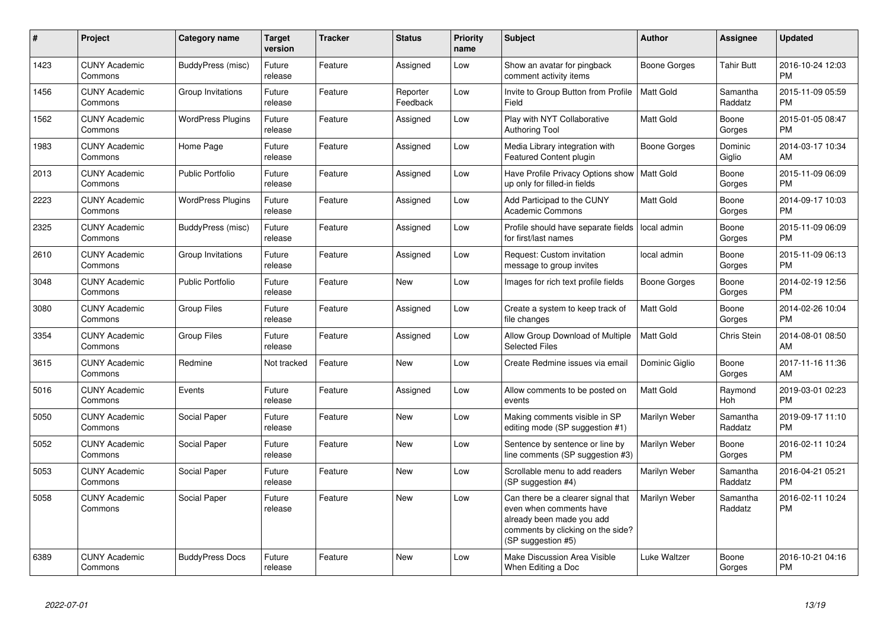| # | Project | Category name | Target version | Tracker | Status | Priority name | Subject | Author | Assignee | Updated |
|---|---|---|---|---|---|---|---|---|---|---|
| 1423 | CUNY Academic Commons | BuddyPress (misc) | Future release | Feature | Assigned | Low | Show an avatar for pingback comment activity items | Boone Gorges | Tahir Butt | 2016-10-24 12:03 PM |
| 1456 | CUNY Academic Commons | Group Invitations | Future release | Feature | Reporter Feedback | Low | Invite to Group Button from Profile Field | Matt Gold | Samantha Raddatz | 2015-11-09 05:59 PM |
| 1562 | CUNY Academic Commons | WordPress Plugins | Future release | Feature | Assigned | Low | Play with NYT Collaborative Authoring Tool | Matt Gold | Boone Gorges | 2015-01-05 08:47 PM |
| 1983 | CUNY Academic Commons | Home Page | Future release | Feature | Assigned | Low | Media Library integration with Featured Content plugin | Boone Gorges | Dominic Giglio | 2014-03-17 10:34 AM |
| 2013 | CUNY Academic Commons | Public Portfolio | Future release | Feature | Assigned | Low | Have Profile Privacy Options show up only for filled-in fields | Matt Gold | Boone Gorges | 2015-11-09 06:09 PM |
| 2223 | CUNY Academic Commons | WordPress Plugins | Future release | Feature | Assigned | Low | Add Participad to the CUNY Academic Commons | Matt Gold | Boone Gorges | 2014-09-17 10:03 PM |
| 2325 | CUNY Academic Commons | BuddyPress (misc) | Future release | Feature | Assigned | Low | Profile should have separate fields for first/last names | local admin | Boone Gorges | 2015-11-09 06:09 PM |
| 2610 | CUNY Academic Commons | Group Invitations | Future release | Feature | Assigned | Low | Request: Custom invitation message to group invites | local admin | Boone Gorges | 2015-11-09 06:13 PM |
| 3048 | CUNY Academic Commons | Public Portfolio | Future release | Feature | New | Low | Images for rich text profile fields | Boone Gorges | Boone Gorges | 2014-02-19 12:56 PM |
| 3080 | CUNY Academic Commons | Group Files | Future release | Feature | Assigned | Low | Create a system to keep track of file changes | Matt Gold | Boone Gorges | 2014-02-26 10:04 PM |
| 3354 | CUNY Academic Commons | Group Files | Future release | Feature | Assigned | Low | Allow Group Download of Multiple Selected Files | Matt Gold | Chris Stein | 2014-08-01 08:50 AM |
| 3615 | CUNY Academic Commons | Redmine | Not tracked | Feature | New | Low | Create Redmine issues via email | Dominic Giglio | Boone Gorges | 2017-11-16 11:36 AM |
| 5016 | CUNY Academic Commons | Events | Future release | Feature | Assigned | Low | Allow comments to be posted on events | Matt Gold | Raymond Hoh | 2019-03-01 02:23 PM |
| 5050 | CUNY Academic Commons | Social Paper | Future release | Feature | New | Low | Making comments visible in SP editing mode (SP suggestion #1) | Marilyn Weber | Samantha Raddatz | 2019-09-17 11:10 PM |
| 5052 | CUNY Academic Commons | Social Paper | Future release | Feature | New | Low | Sentence by sentence or line by line comments (SP suggestion #3) | Marilyn Weber | Boone Gorges | 2016-02-11 10:24 PM |
| 5053 | CUNY Academic Commons | Social Paper | Future release | Feature | New | Low | Scrollable menu to add readers (SP suggestion #4) | Marilyn Weber | Samantha Raddatz | 2016-04-21 05:21 PM |
| 5058 | CUNY Academic Commons | Social Paper | Future release | Feature | New | Low | Can there be a clearer signal that even when comments have already been made you add comments by clicking on the side? (SP suggestion #5) | Marilyn Weber | Samantha Raddatz | 2016-02-11 10:24 PM |
| 6389 | CUNY Academic Commons | BuddyPress Docs | Future release | Feature | New | Low | Make Discussion Area Visible When Editing a Doc | Luke Waltzer | Boone Gorges | 2016-10-21 04:16 PM |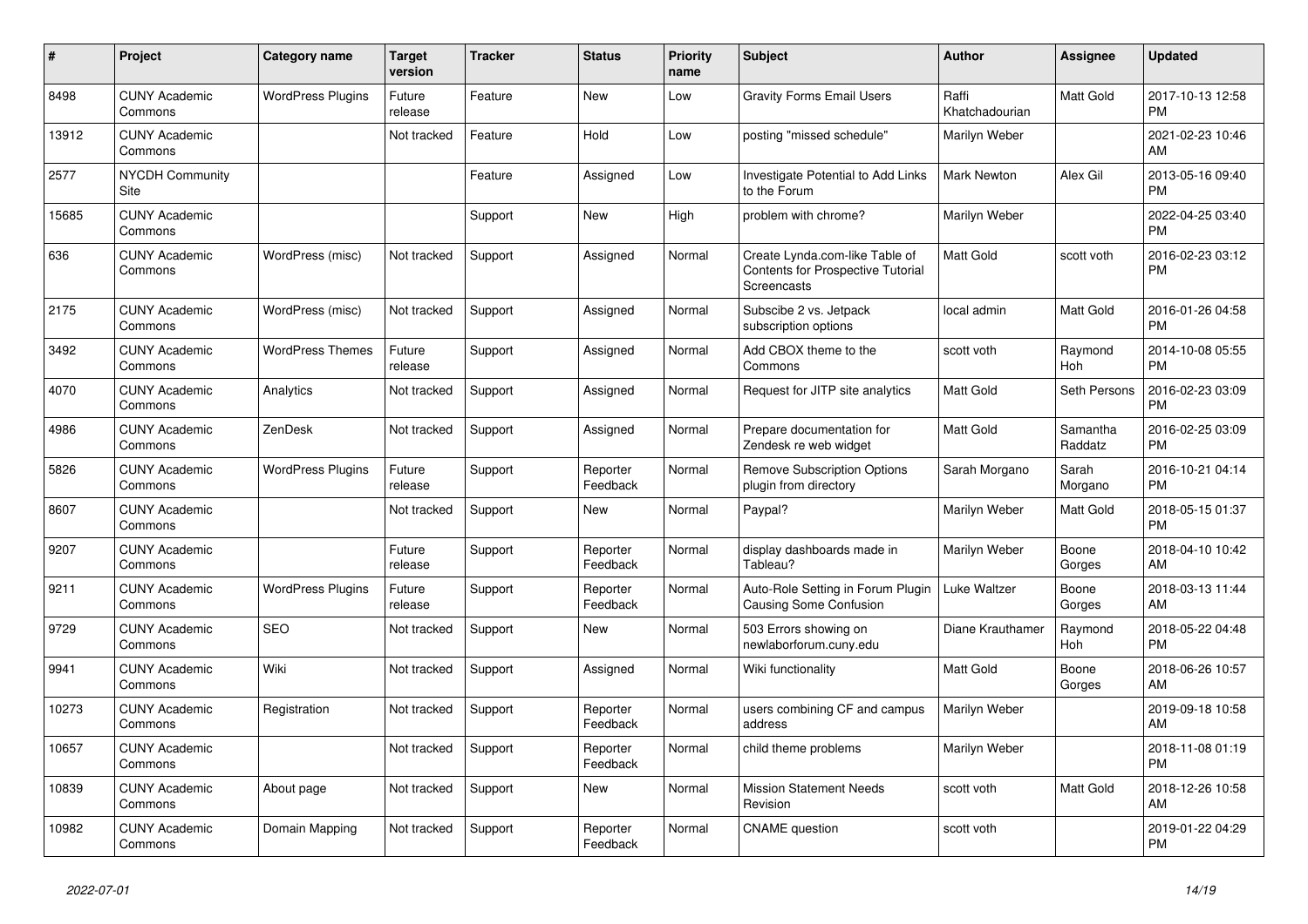| # | Project | Category name | Target version | Tracker | Status | Priority name | Subject | Author | Assignee | Updated |
|---|---|---|---|---|---|---|---|---|---|---|
| 8498 | CUNY Academic Commons | WordPress Plugins | Future release | Feature | New | Low | Gravity Forms Email Users | Raffi Khatchadourian | Matt Gold | 2017-10-13 12:58 PM |
| 13912 | CUNY Academic Commons | | Not tracked | Feature | Hold | Low | posting "missed schedule" | Marilyn Weber | | 2021-02-23 10:46 AM |
| 2577 | NYCDH Community Site | | | Feature | Assigned | Low | Investigate Potential to Add Links to the Forum | Mark Newton | Alex Gil | 2013-05-16 09:40 PM |
| 15685 | CUNY Academic Commons | | | Support | New | High | problem with chrome? | Marilyn Weber | | 2022-04-25 03:40 PM |
| 636 | CUNY Academic Commons | WordPress (misc) | Not tracked | Support | Assigned | Normal | Create Lynda.com-like Table of Contents for Prospective Tutorial Screencasts | Matt Gold | scott voth | 2016-02-23 03:12 PM |
| 2175 | CUNY Academic Commons | WordPress (misc) | Not tracked | Support | Assigned | Normal | Subscibe 2 vs. Jetpack subscription options | local admin | Matt Gold | 2016-01-26 04:58 PM |
| 3492 | CUNY Academic Commons | WordPress Themes | Future release | Support | Assigned | Normal | Add CBOX theme to the Commons | scott voth | Raymond Hoh | 2014-10-08 05:55 PM |
| 4070 | CUNY Academic Commons | Analytics | Not tracked | Support | Assigned | Normal | Request for JITP site analytics | Matt Gold | Seth Persons | 2016-02-23 03:09 PM |
| 4986 | CUNY Academic Commons | ZenDesk | Not tracked | Support | Assigned | Normal | Prepare documentation for Zendesk re web widget | Matt Gold | Samantha Raddatz | 2016-02-25 03:09 PM |
| 5826 | CUNY Academic Commons | WordPress Plugins | Future release | Support | Reporter Feedback | Normal | Remove Subscription Options plugin from directory | Sarah Morgano | Sarah Morgano | 2016-10-21 04:14 PM |
| 8607 | CUNY Academic Commons | | Not tracked | Support | New | Normal | Paypal? | Marilyn Weber | Matt Gold | 2018-05-15 01:37 PM |
| 9207 | CUNY Academic Commons | | Future release | Support | Reporter Feedback | Normal | display dashboards made in Tableau? | Marilyn Weber | Boone Gorges | 2018-04-10 10:42 AM |
| 9211 | CUNY Academic Commons | WordPress Plugins | Future release | Support | Reporter Feedback | Normal | Auto-Role Setting in Forum Plugin Causing Some Confusion | Luke Waltzer | Boone Gorges | 2018-03-13 11:44 AM |
| 9729 | CUNY Academic Commons | SEO | Not tracked | Support | New | Normal | 503 Errors showing on newlaborforum.cuny.edu | Diane Krauthamer | Raymond Hoh | 2018-05-22 04:48 PM |
| 9941 | CUNY Academic Commons | Wiki | Not tracked | Support | Assigned | Normal | Wiki functionality | Matt Gold | Boone Gorges | 2018-06-26 10:57 AM |
| 10273 | CUNY Academic Commons | Registration | Not tracked | Support | Reporter Feedback | Normal | users combining CF and campus address | Marilyn Weber | | 2019-09-18 10:58 AM |
| 10657 | CUNY Academic Commons | | Not tracked | Support | Reporter Feedback | Normal | child theme problems | Marilyn Weber | | 2018-11-08 01:19 PM |
| 10839 | CUNY Academic Commons | About page | Not tracked | Support | New | Normal | Mission Statement Needs Revision | scott voth | Matt Gold | 2018-12-26 10:58 AM |
| 10982 | CUNY Academic Commons | Domain Mapping | Not tracked | Support | Reporter Feedback | Normal | CNAME question | scott voth | | 2019-01-22 04:29 PM |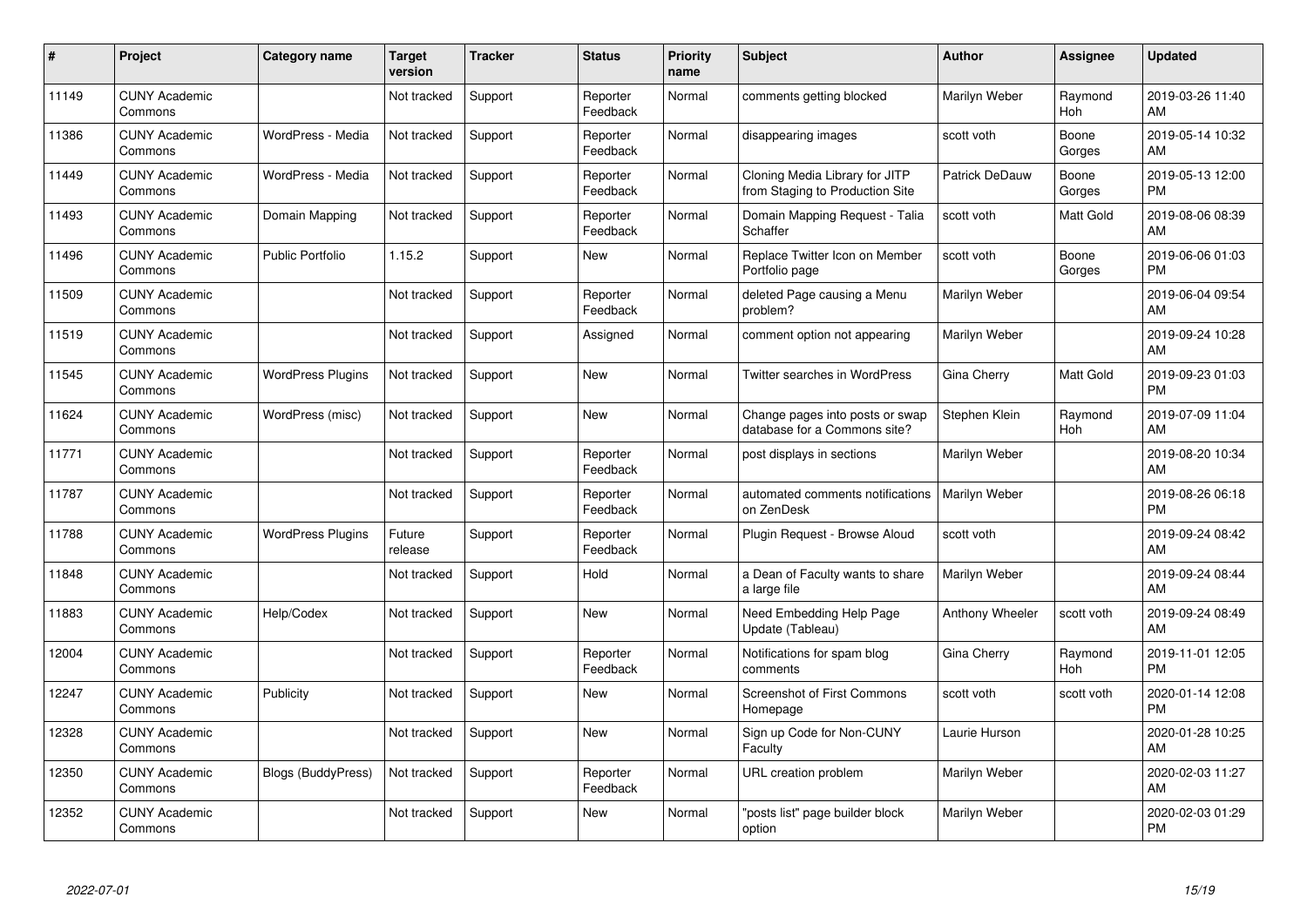| # | Project | Category name | Target version | Tracker | Status | Priority name | Subject | Author | Assignee | Updated |
|---|---|---|---|---|---|---|---|---|---|---|
| 11149 | CUNY Academic Commons |  | Not tracked | Support | Reporter Feedback | Normal | comments getting blocked | Marilyn Weber | Raymond Hoh | 2019-03-26 11:40 AM |
| 11386 | CUNY Academic Commons | WordPress - Media | Not tracked | Support | Reporter Feedback | Normal | disappearing images | scott voth | Boone Gorges | 2019-05-14 10:32 AM |
| 11449 | CUNY Academic Commons | WordPress - Media | Not tracked | Support | Reporter Feedback | Normal | Cloning Media Library for JITP from Staging to Production Site | Patrick DeDauw | Boone Gorges | 2019-05-13 12:00 PM |
| 11493 | CUNY Academic Commons | Domain Mapping | Not tracked | Support | Reporter Feedback | Normal | Domain Mapping Request - Talia Schaffer | scott voth | Matt Gold | 2019-08-06 08:39 AM |
| 11496 | CUNY Academic Commons | Public Portfolio | 1.15.2 | Support | New | Normal | Replace Twitter Icon on Member Portfolio page | scott voth | Boone Gorges | 2019-06-06 01:03 PM |
| 11509 | CUNY Academic Commons |  | Not tracked | Support | Reporter Feedback | Normal | deleted Page causing a Menu problem? | Marilyn Weber |  | 2019-06-04 09:54 AM |
| 11519 | CUNY Academic Commons |  | Not tracked | Support | Assigned | Normal | comment option not appearing | Marilyn Weber |  | 2019-09-24 10:28 AM |
| 11545 | CUNY Academic Commons | WordPress Plugins | Not tracked | Support | New | Normal | Twitter searches in WordPress | Gina Cherry | Matt Gold | 2019-09-23 01:03 PM |
| 11624 | CUNY Academic Commons | WordPress (misc) | Not tracked | Support | New | Normal | Change pages into posts or swap database for a Commons site? | Stephen Klein | Raymond Hoh | 2019-07-09 11:04 AM |
| 11771 | CUNY Academic Commons |  | Not tracked | Support | Reporter Feedback | Normal | post displays in sections | Marilyn Weber |  | 2019-08-20 10:34 AM |
| 11787 | CUNY Academic Commons |  | Not tracked | Support | Reporter Feedback | Normal | automated comments notifications on ZenDesk | Marilyn Weber |  | 2019-08-26 06:18 PM |
| 11788 | CUNY Academic Commons | WordPress Plugins | Future release | Support | Reporter Feedback | Normal | Plugin Request - Browse Aloud | scott voth |  | 2019-09-24 08:42 AM |
| 11848 | CUNY Academic Commons |  | Not tracked | Support | Hold | Normal | a Dean of Faculty wants to share a large file | Marilyn Weber |  | 2019-09-24 08:44 AM |
| 11883 | CUNY Academic Commons | Help/Codex | Not tracked | Support | New | Normal | Need Embedding Help Page Update (Tableau) | Anthony Wheeler | scott voth | 2019-09-24 08:49 AM |
| 12004 | CUNY Academic Commons |  | Not tracked | Support | Reporter Feedback | Normal | Notifications for spam blog comments | Gina Cherry | Raymond Hoh | 2019-11-01 12:05 PM |
| 12247 | CUNY Academic Commons | Publicity | Not tracked | Support | New | Normal | Screenshot of First Commons Homepage | scott voth | scott voth | 2020-01-14 12:08 PM |
| 12328 | CUNY Academic Commons |  | Not tracked | Support | New | Normal | Sign up Code for Non-CUNY Faculty | Laurie Hurson |  | 2020-01-28 10:25 AM |
| 12350 | CUNY Academic Commons | Blogs (BuddyPress) | Not tracked | Support | Reporter Feedback | Normal | URL creation problem | Marilyn Weber |  | 2020-02-03 11:27 AM |
| 12352 | CUNY Academic Commons |  | Not tracked | Support | New | Normal | "posts list" page builder block option | Marilyn Weber |  | 2020-02-03 01:29 PM |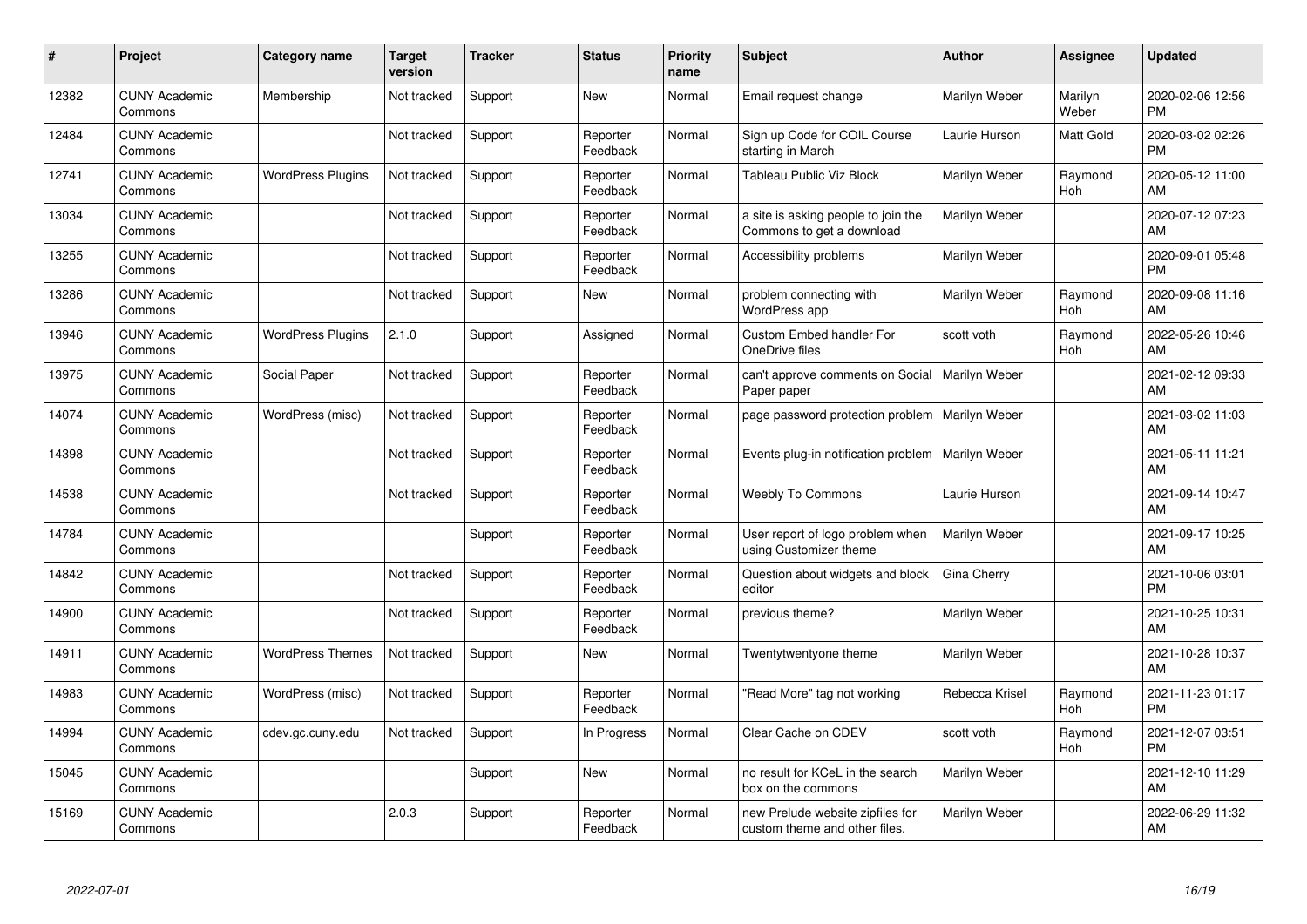| # | Project | Category name | Target version | Tracker | Status | Priority name | Subject | Author | Assignee | Updated |
|---|---|---|---|---|---|---|---|---|---|---|
| 12382 | CUNY Academic Commons | Membership | Not tracked | Support | New | Normal | Email request change | Marilyn Weber | Marilyn Weber | 2020-02-06 12:56 PM |
| 12484 | CUNY Academic Commons |  | Not tracked | Support | Reporter Feedback | Normal | Sign up Code for COIL Course starting in March | Laurie Hurson | Matt Gold | 2020-03-02 02:26 PM |
| 12741 | CUNY Academic Commons | WordPress Plugins | Not tracked | Support | Reporter Feedback | Normal | Tableau Public Viz Block | Marilyn Weber | Raymond Hoh | 2020-05-12 11:00 AM |
| 13034 | CUNY Academic Commons |  | Not tracked | Support | Reporter Feedback | Normal | a site is asking people to join the Commons to get a download | Marilyn Weber |  | 2020-07-12 07:23 AM |
| 13255 | CUNY Academic Commons |  | Not tracked | Support | Reporter Feedback | Normal | Accessibility problems | Marilyn Weber |  | 2020-09-01 05:48 PM |
| 13286 | CUNY Academic Commons |  | Not tracked | Support | New | Normal | problem connecting with WordPress app | Marilyn Weber | Raymond Hoh | 2020-09-08 11:16 AM |
| 13946 | CUNY Academic Commons | WordPress Plugins | 2.1.0 | Support | Assigned | Normal | Custom Embed handler For OneDrive files | scott voth | Raymond Hoh | 2022-05-26 10:46 AM |
| 13975 | CUNY Academic Commons | Social Paper | Not tracked | Support | Reporter Feedback | Normal | can't approve comments on Social Paper paper | Marilyn Weber |  | 2021-02-12 09:33 AM |
| 14074 | CUNY Academic Commons | WordPress (misc) | Not tracked | Support | Reporter Feedback | Normal | page password protection problem | Marilyn Weber |  | 2021-03-02 11:03 AM |
| 14398 | CUNY Academic Commons |  | Not tracked | Support | Reporter Feedback | Normal | Events plug-in notification problem | Marilyn Weber |  | 2021-05-11 11:21 AM |
| 14538 | CUNY Academic Commons |  | Not tracked | Support | Reporter Feedback | Normal | Weebly To Commons | Laurie Hurson |  | 2021-09-14 10:47 AM |
| 14784 | CUNY Academic Commons |  |  | Support | Reporter Feedback | Normal | User report of logo problem when using Customizer theme | Marilyn Weber |  | 2021-09-17 10:25 AM |
| 14842 | CUNY Academic Commons |  | Not tracked | Support | Reporter Feedback | Normal | Question about widgets and block editor | Gina Cherry |  | 2021-10-06 03:01 PM |
| 14900 | CUNY Academic Commons |  | Not tracked | Support | Reporter Feedback | Normal | previous theme? | Marilyn Weber |  | 2021-10-25 10:31 AM |
| 14911 | CUNY Academic Commons | WordPress Themes | Not tracked | Support | New | Normal | Twentytwentyone theme | Marilyn Weber |  | 2021-10-28 10:37 AM |
| 14983 | CUNY Academic Commons | WordPress (misc) | Not tracked | Support | Reporter Feedback | Normal | "Read More" tag not working | Rebecca Krisel | Raymond Hoh | 2021-11-23 01:17 PM |
| 14994 | CUNY Academic Commons | cdev.gc.cuny.edu | Not tracked | Support | In Progress | Normal | Clear Cache on CDEV | scott voth | Raymond Hoh | 2021-12-07 03:51 PM |
| 15045 | CUNY Academic Commons |  |  | Support | New | Normal | no result for KCeL in the search box on the commons | Marilyn Weber |  | 2021-12-10 11:29 AM |
| 15169 | CUNY Academic Commons |  | 2.0.3 | Support | Reporter Feedback | Normal | new Prelude website zipfiles for custom theme and other files. | Marilyn Weber |  | 2022-06-29 11:32 AM |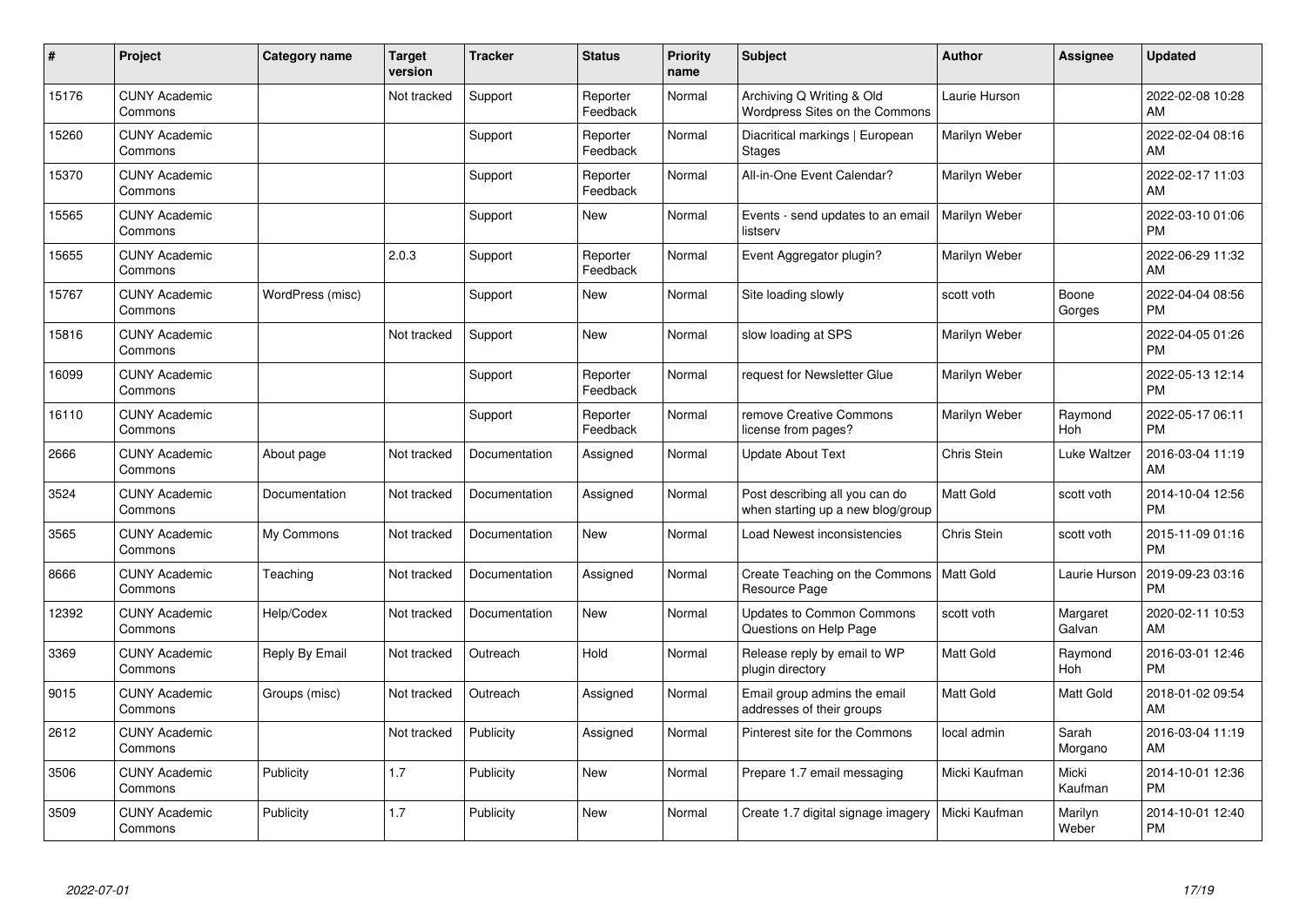| # | Project | Category name | Target version | Tracker | Status | Priority name | Subject | Author | Assignee | Updated |
|---|---|---|---|---|---|---|---|---|---|---|
| 15176 | CUNY Academic Commons | | Not tracked | Support | Reporter Feedback | Normal | Archiving Q Writing & Old Wordpress Sites on the Commons | Laurie Hurson | | 2022-02-08 10:28 AM |
| 15260 | CUNY Academic Commons | | | Support | Reporter Feedback | Normal | Diacritical markings \| European Stages | Marilyn Weber | | 2022-02-04 08:16 AM |
| 15370 | CUNY Academic Commons | | | Support | Reporter Feedback | Normal | All-in-One Event Calendar? | Marilyn Weber | | 2022-02-17 11:03 AM |
| 15565 | CUNY Academic Commons | | | Support | New | Normal | Events - send updates to an email listserv | Marilyn Weber | | 2022-03-10 01:06 PM |
| 15655 | CUNY Academic Commons | | 2.0.3 | Support | Reporter Feedback | Normal | Event Aggregator plugin? | Marilyn Weber | | 2022-06-29 11:32 AM |
| 15767 | CUNY Academic Commons | WordPress (misc) | | Support | New | Normal | Site loading slowly | scott voth | Boone Gorges | 2022-04-04 08:56 PM |
| 15816 | CUNY Academic Commons | | Not tracked | Support | New | Normal | slow loading at SPS | Marilyn Weber | | 2022-04-05 01:26 PM |
| 16099 | CUNY Academic Commons | | | Support | Reporter Feedback | Normal | request for Newsletter Glue | Marilyn Weber | | 2022-05-13 12:14 PM |
| 16110 | CUNY Academic Commons | | | Support | Reporter Feedback | Normal | remove Creative Commons license from pages? | Marilyn Weber | Raymond Hoh | 2022-05-17 06:11 PM |
| 2666 | CUNY Academic Commons | About page | Not tracked | Documentation | Assigned | Normal | Update About Text | Chris Stein | Luke Waltzer | 2016-03-04 11:19 AM |
| 3524 | CUNY Academic Commons | Documentation | Not tracked | Documentation | Assigned | Normal | Post describing all you can do when starting up a new blog/group | Matt Gold | scott voth | 2014-10-04 12:56 PM |
| 3565 | CUNY Academic Commons | My Commons | Not tracked | Documentation | New | Normal | Load Newest inconsistencies | Chris Stein | scott voth | 2015-11-09 01:16 PM |
| 8666 | CUNY Academic Commons | Teaching | Not tracked | Documentation | Assigned | Normal | Create Teaching on the Commons Resource Page | Matt Gold | Laurie Hurson | 2019-09-23 03:16 PM |
| 12392 | CUNY Academic Commons | Help/Codex | Not tracked | Documentation | New | Normal | Updates to Common Commons Questions on Help Page | scott voth | Margaret Galvan | 2020-02-11 10:53 AM |
| 3369 | CUNY Academic Commons | Reply By Email | Not tracked | Outreach | Hold | Normal | Release reply by email to WP plugin directory | Matt Gold | Raymond Hoh | 2016-03-01 12:46 PM |
| 9015 | CUNY Academic Commons | Groups (misc) | Not tracked | Outreach | Assigned | Normal | Email group admins the email addresses of their groups | Matt Gold | Matt Gold | 2018-01-02 09:54 AM |
| 2612 | CUNY Academic Commons | | Not tracked | Publicity | Assigned | Normal | Pinterest site for the Commons | local admin | Sarah Morgano | 2016-03-04 11:19 AM |
| 3506 | CUNY Academic Commons | Publicity | 1.7 | Publicity | New | Normal | Prepare 1.7 email messaging | Micki Kaufman | Micki Kaufman | 2014-10-01 12:36 PM |
| 3509 | CUNY Academic Commons | Publicity | 1.7 | Publicity | New | Normal | Create 1.7 digital signage imagery | Micki Kaufman | Marilyn Weber | 2014-10-01 12:40 PM |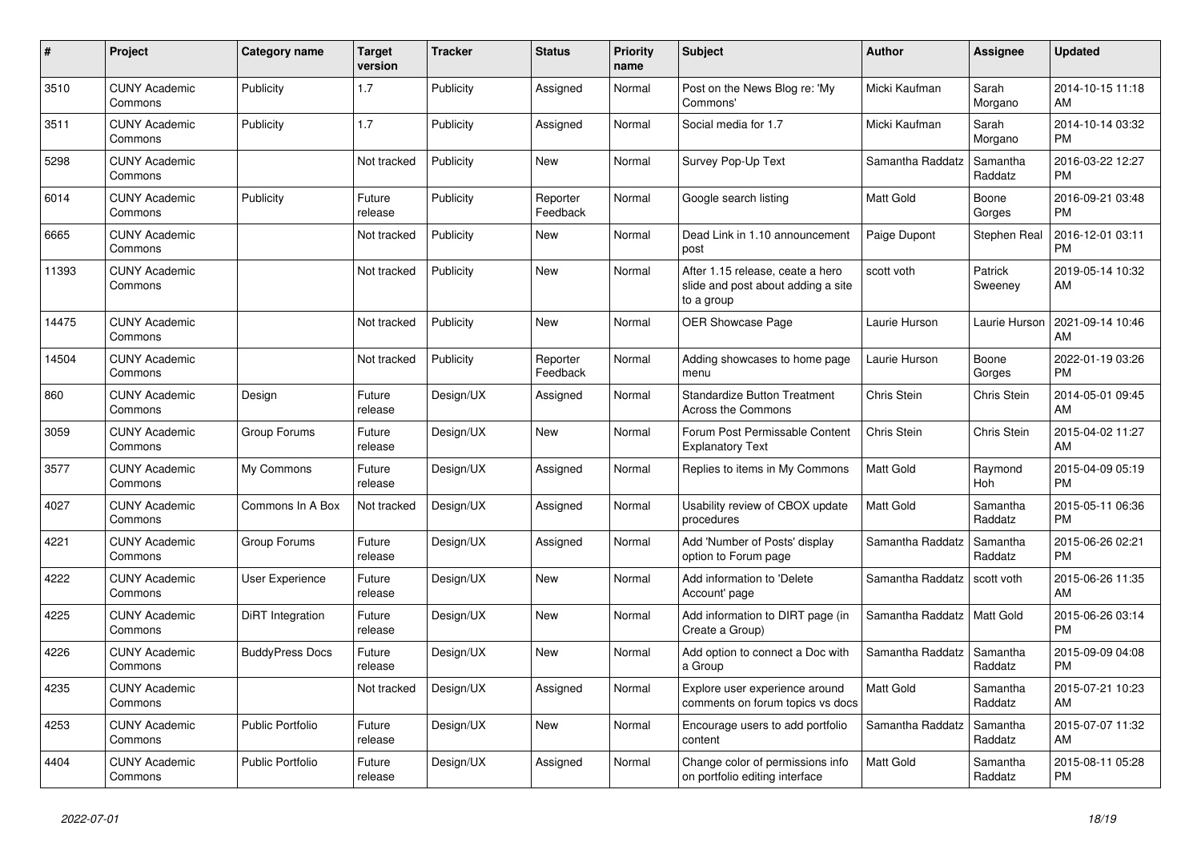| # | Project | Category name | Target version | Tracker | Status | Priority name | Subject | Author | Assignee | Updated |
|---|---|---|---|---|---|---|---|---|---|---|
| 3510 | CUNY Academic Commons | Publicity | 1.7 | Publicity | Assigned | Normal | Post on the News Blog re: 'My Commons' | Micki Kaufman | Sarah Morgano | 2014-10-15 11:18 AM |
| 3511 | CUNY Academic Commons | Publicity | 1.7 | Publicity | Assigned | Normal | Social media for 1.7 | Micki Kaufman | Sarah Morgano | 2014-10-14 03:32 PM |
| 5298 | CUNY Academic Commons | | Not tracked | Publicity | New | Normal | Survey Pop-Up Text | Samantha Raddatz | Samantha Raddatz | 2016-03-22 12:27 PM |
| 6014 | CUNY Academic Commons | Publicity | Future release | Publicity | Reporter Feedback | Normal | Google search listing | Matt Gold | Boone Gorges | 2016-09-21 03:48 PM |
| 6665 | CUNY Academic Commons | | Not tracked | Publicity | New | Normal | Dead Link in 1.10 announcement post | Paige Dupont | Stephen Real | 2016-12-01 03:11 PM |
| 11393 | CUNY Academic Commons | | Not tracked | Publicity | New | Normal | After 1.15 release, ceate a hero slide and post about adding a site to a group | scott voth | Patrick Sweeney | 2019-05-14 10:32 AM |
| 14475 | CUNY Academic Commons | | Not tracked | Publicity | New | Normal | OER Showcase Page | Laurie Hurson | Laurie Hurson | 2021-09-14 10:46 AM |
| 14504 | CUNY Academic Commons | | Not tracked | Publicity | Reporter Feedback | Normal | Adding showcases to home page menu | Laurie Hurson | Boone Gorges | 2022-01-19 03:26 PM |
| 860 | CUNY Academic Commons | Design | Future release | Design/UX | Assigned | Normal | Standardize Button Treatment Across the Commons | Chris Stein | Chris Stein | 2014-05-01 09:45 AM |
| 3059 | CUNY Academic Commons | Group Forums | Future release | Design/UX | New | Normal | Forum Post Permissable Content Explanatory Text | Chris Stein | Chris Stein | 2015-04-02 11:27 AM |
| 3577 | CUNY Academic Commons | My Commons | Future release | Design/UX | Assigned | Normal | Replies to items in My Commons | Matt Gold | Raymond Hoh | 2015-04-09 05:19 PM |
| 4027 | CUNY Academic Commons | Commons In A Box | Not tracked | Design/UX | Assigned | Normal | Usability review of CBOX update procedures | Matt Gold | Samantha Raddatz | 2015-05-11 06:36 PM |
| 4221 | CUNY Academic Commons | Group Forums | Future release | Design/UX | Assigned | Normal | Add 'Number of Posts' display option to Forum page | Samantha Raddatz | Samantha Raddatz | 2015-06-26 02:21 PM |
| 4222 | CUNY Academic Commons | User Experience | Future release | Design/UX | New | Normal | Add information to 'Delete Account' page | Samantha Raddatz | scott voth | 2015-06-26 11:35 AM |
| 4225 | CUNY Academic Commons | DiRT Integration | Future release | Design/UX | New | Normal | Add information to DIRT page (in Create a Group) | Samantha Raddatz | Matt Gold | 2015-06-26 03:14 PM |
| 4226 | CUNY Academic Commons | BuddyPress Docs | Future release | Design/UX | New | Normal | Add option to connect a Doc with a Group | Samantha Raddatz | Samantha Raddatz | 2015-09-09 04:08 PM |
| 4235 | CUNY Academic Commons | | Not tracked | Design/UX | Assigned | Normal | Explore user experience around comments on forum topics vs docs | Matt Gold | Samantha Raddatz | 2015-07-21 10:23 AM |
| 4253 | CUNY Academic Commons | Public Portfolio | Future release | Design/UX | New | Normal | Encourage users to add portfolio content | Samantha Raddatz | Samantha Raddatz | 2015-07-07 11:32 AM |
| 4404 | CUNY Academic Commons | Public Portfolio | Future release | Design/UX | Assigned | Normal | Change color of permissions info on portfolio editing interface | Matt Gold | Samantha Raddatz | 2015-08-11 05:28 PM |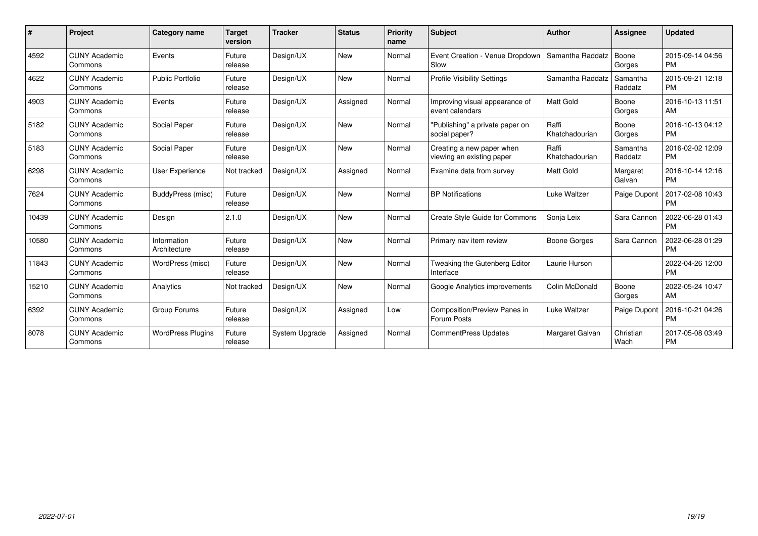| # | Project | Category name | Target version | Tracker | Status | Priority name | Subject | Author | Assignee | Updated |
|---|---|---|---|---|---|---|---|---|---|---|
| 4592 | CUNY Academic Commons | Events | Future release | Design/UX | New | Normal | Event Creation - Venue Dropdown Slow | Samantha Raddatz | Boone Gorges | 2015-09-14 04:56 PM |
| 4622 | CUNY Academic Commons | Public Portfolio | Future release | Design/UX | New | Normal | Profile Visibility Settings | Samantha Raddatz | Samantha Raddatz | 2015-09-21 12:18 PM |
| 4903 | CUNY Academic Commons | Events | Future release | Design/UX | Assigned | Normal | Improving visual appearance of event calendars | Matt Gold | Boone Gorges | 2016-10-13 11:51 AM |
| 5182 | CUNY Academic Commons | Social Paper | Future release | Design/UX | New | Normal | "Publishing" a private paper on social paper? | Raffi Khatchadourian | Boone Gorges | 2016-10-13 04:12 PM |
| 5183 | CUNY Academic Commons | Social Paper | Future release | Design/UX | New | Normal | Creating a new paper when viewing an existing paper | Raffi Khatchadourian | Samantha Raddatz | 2016-02-02 12:09 PM |
| 6298 | CUNY Academic Commons | User Experience | Not tracked | Design/UX | Assigned | Normal | Examine data from survey | Matt Gold | Margaret Galvan | 2016-10-14 12:16 PM |
| 7624 | CUNY Academic Commons | BuddyPress (misc) | Future release | Design/UX | New | Normal | BP Notifications | Luke Waltzer | Paige Dupont | 2017-02-08 10:43 PM |
| 10439 | CUNY Academic Commons | Design | 2.1.0 | Design/UX | New | Normal | Create Style Guide for Commons | Sonja Leix | Sara Cannon | 2022-06-28 01:43 PM |
| 10580 | CUNY Academic Commons | Information Architecture | Future release | Design/UX | New | Normal | Primary nav item review | Boone Gorges | Sara Cannon | 2022-06-28 01:29 PM |
| 11843 | CUNY Academic Commons | WordPress (misc) | Future release | Design/UX | New | Normal | Tweaking the Gutenberg Editor Interface | Laurie Hurson | | 2022-04-26 12:00 PM |
| 15210 | CUNY Academic Commons | Analytics | Not tracked | Design/UX | New | Normal | Google Analytics improvements | Colin McDonald | Boone Gorges | 2022-05-24 10:47 AM |
| 6392 | CUNY Academic Commons | Group Forums | Future release | Design/UX | Assigned | Low | Composition/Preview Panes in Forum Posts | Luke Waltzer | Paige Dupont | 2016-10-21 04:26 PM |
| 8078 | CUNY Academic Commons | WordPress Plugins | Future release | System Upgrade | Assigned | Normal | CommentPress Updates | Margaret Galvan | Christian Wach | 2017-05-08 03:49 PM |